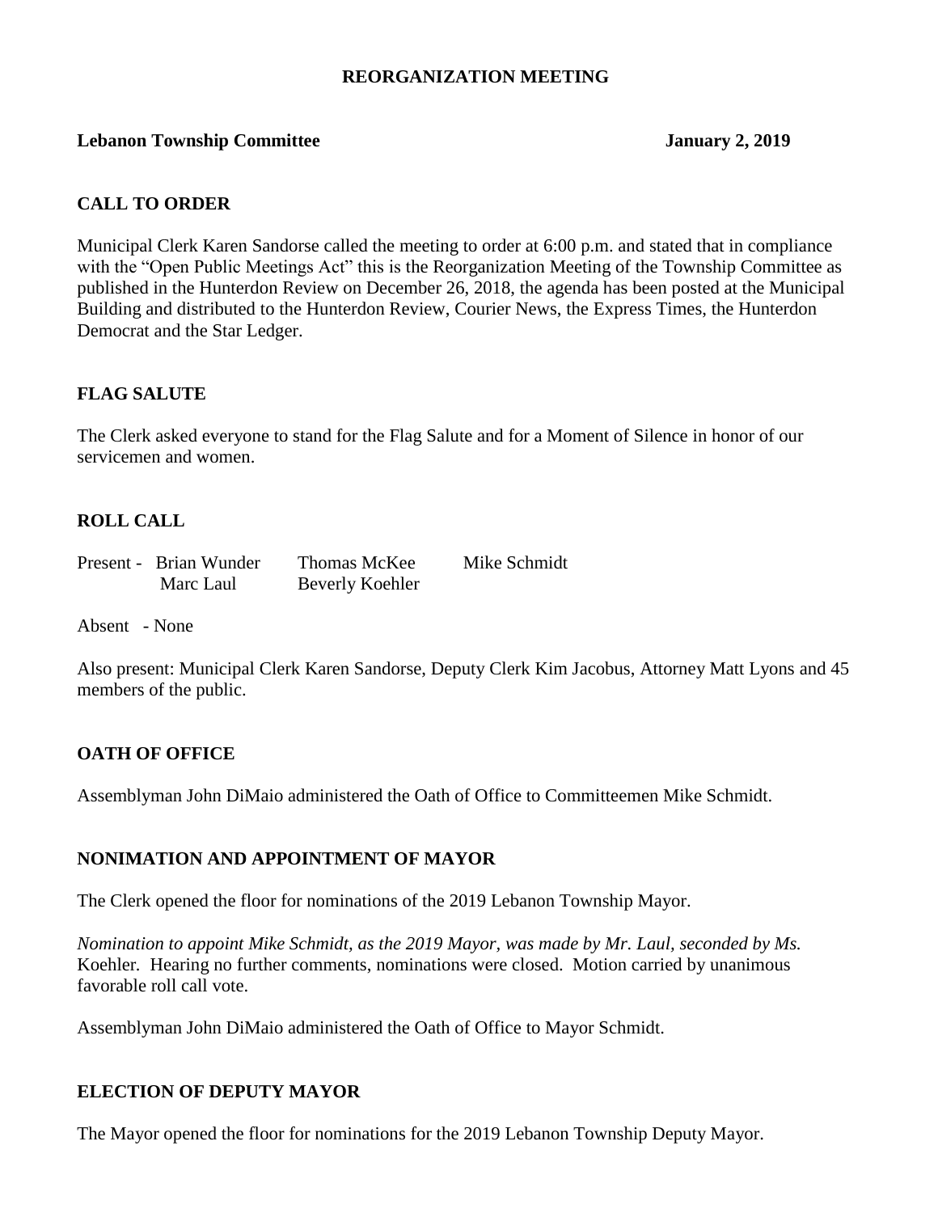# REORGANIZATION MEETING

**Lebanon Township Committee** **January 2, 2019**

## CALL TO ORDER

Municipal Clerk Karen Sandorse called the meeting to order at 6:00 p.m. and stated that in compliance with the "Open Public Meetings Act" this is the Reorganization Meeting of the Township Committee as published in the Hunterdon Review on December 26, 2018, the agenda has been posted at the Municipal Building and distributed to the Hunterdon Review, Courier News, the Express Times, the Hunterdon Democrat and the Star Ledger.

## FLAG SALUTE

The Clerk asked everyone to stand for the Flag Salute and for a Moment of Silence in honor of our servicemen and women.

## ROLL CALL

Present - Brian Wunder Thomas McKee Mike Schmidt
Marc Laul Beverly Koehler

Absent - None

Also present: Municipal Clerk Karen Sandorse, Deputy Clerk Kim Jacobus, Attorney Matt Lyons and 45 members of the public.

## OATH OF OFFICE

Assemblyman John DiMaio administered the Oath of Office to Committeemen Mike Schmidt.

## NONIMATION AND APPOINTMENT OF MAYOR

The Clerk opened the floor for nominations of the 2019 Lebanon Township Mayor.

*Nomination to appoint Mike Schmidt, as the 2019 Mayor, was made by Mr. Laul, seconded by Ms.* Koehler. Hearing no further comments, nominations were closed. Motion carried by unanimous favorable roll call vote.

Assemblyman John DiMaio administered the Oath of Office to Mayor Schmidt.

## ELECTION OF DEPUTY MAYOR

The Mayor opened the floor for nominations for the 2019 Lebanon Township Deputy Mayor.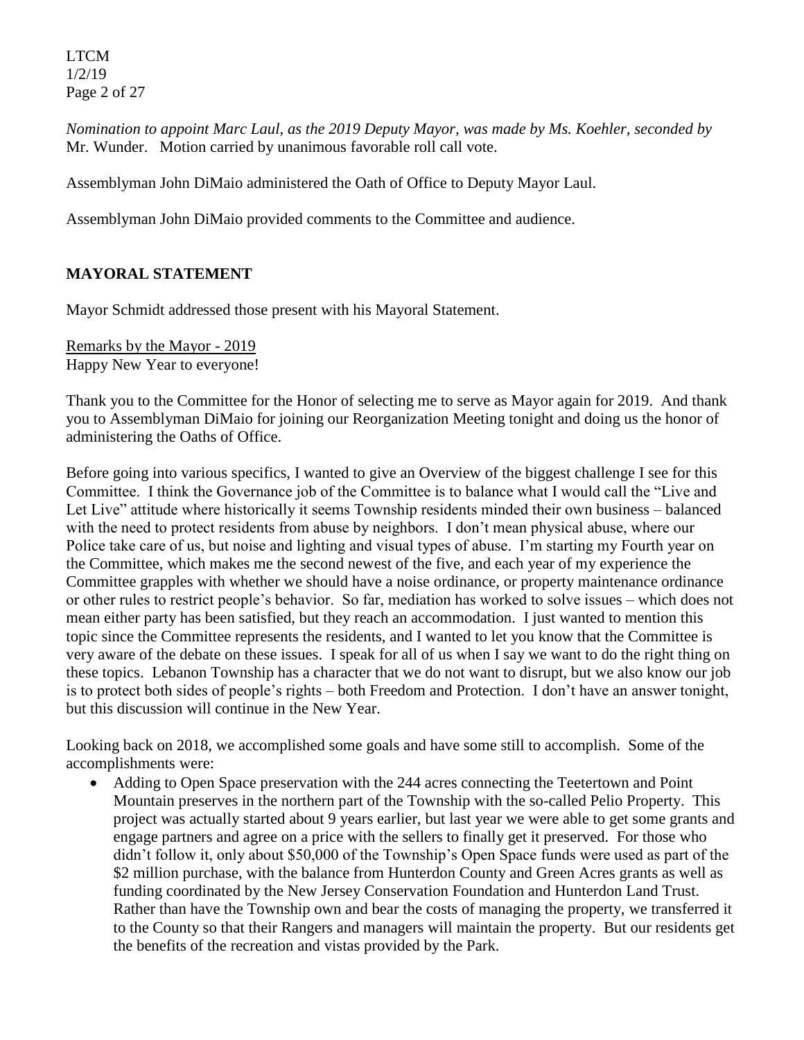*Nomination to appoint Marc Laul, as the 2019 Deputy Mayor, was made by Ms. Koehler, seconded by* Mr. Wunder. Motion carried by unanimous favorable roll call vote.

Assemblyman John DiMaio administered the Oath of Office to Deputy Mayor Laul.

Assemblyman John DiMaio provided comments to the Committee and audience.

## MAYORAL STATEMENT

Mayor Schmidt addressed those present with his Mayoral Statement.

Remarks by the Mayor - 2019
Happy New Year to everyone!

Thank you to the Committee for the Honor of selecting me to serve as Mayor again for 2019. And thank you to Assemblyman DiMaio for joining our Reorganization Meeting tonight and doing us the honor of administering the Oaths of Office.

Before going into various specifics, I wanted to give an Overview of the biggest challenge I see for this Committee. I think the Governance job of the Committee is to balance what I would call the "Live and Let Live" attitude where historically it seems Township residents minded their own business – balanced with the need to protect residents from abuse by neighbors. I don't mean physical abuse, where our Police take care of us, but noise and lighting and visual types of abuse. I'm starting my Fourth year on the Committee, which makes me the second newest of the five, and each year of my experience the Committee grapples with whether we should have a noise ordinance, or property maintenance ordinance or other rules to restrict people's behavior. So far, mediation has worked to solve issues – which does not mean either party has been satisfied, but they reach an accommodation. I just wanted to mention this topic since the Committee represents the residents, and I wanted to let you know that the Committee is very aware of the debate on these issues. I speak for all of us when I say we want to do the right thing on these topics. Lebanon Township has a character that we do not want to disrupt, but we also know our job is to protect both sides of people's rights – both Freedom and Protection. I don't have an answer tonight, but this discussion will continue in the New Year.

Looking back on 2018, we accomplished some goals and have some still to accomplish. Some of the accomplishments were:

- Adding to Open Space preservation with the 244 acres connecting the Teetertown and Point Mountain preserves in the northern part of the Township with the so-called Pelio Property. This project was actually started about 9 years earlier, but last year we were able to get some grants and engage partners and agree on a price with the sellers to finally get it preserved. For those who didn't follow it, only about $50,000 of the Township's Open Space funds were used as part of the $2 million purchase, with the balance from Hunterdon County and Green Acres grants as well as funding coordinated by the New Jersey Conservation Foundation and Hunterdon Land Trust. Rather than have the Township own and bear the costs of managing the property, we transferred it to the County so that their Rangers and managers will maintain the property. But our residents get the benefits of the recreation and vistas provided by the Park.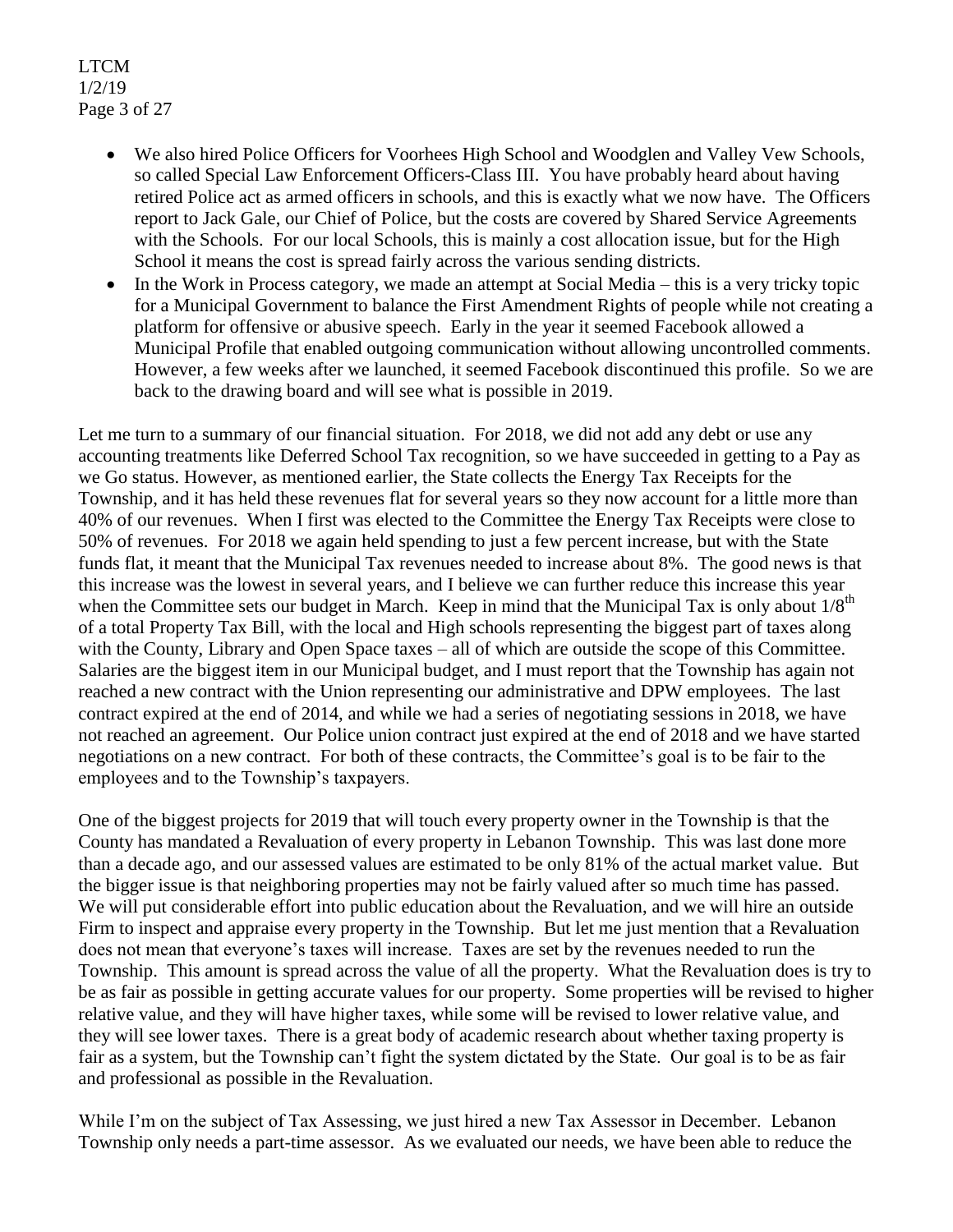- We also hired Police Officers for Voorhees High School and Woodglen and Valley Vew Schools, so called Special Law Enforcement Officers-Class III. You have probably heard about having retired Police act as armed officers in schools, and this is exactly what we now have. The Officers report to Jack Gale, our Chief of Police, but the costs are covered by Shared Service Agreements with the Schools. For our local Schools, this is mainly a cost allocation issue, but for the High School it means the cost is spread fairly across the various sending districts.
- In the Work in Process category, we made an attempt at Social Media – this is a very tricky topic for a Municipal Government to balance the First Amendment Rights of people while not creating a platform for offensive or abusive speech. Early in the year it seemed Facebook allowed a Municipal Profile that enabled outgoing communication without allowing uncontrolled comments. However, a few weeks after we launched, it seemed Facebook discontinued this profile. So we are back to the drawing board and will see what is possible in 2019.

Let me turn to a summary of our financial situation. For 2018, we did not add any debt or use any accounting treatments like Deferred School Tax recognition, so we have succeeded in getting to a Pay as we Go status. However, as mentioned earlier, the State collects the Energy Tax Receipts for the Township, and it has held these revenues flat for several years so they now account for a little more than 40% of our revenues. When I first was elected to the Committee the Energy Tax Receipts were close to 50% of revenues. For 2018 we again held spending to just a few percent increase, but with the State funds flat, it meant that the Municipal Tax revenues needed to increase about 8%. The good news is that this increase was the lowest in several years, and I believe we can further reduce this increase this year when the Committee sets our budget in March. Keep in mind that the Municipal Tax is only about 1/8th of a total Property Tax Bill, with the local and High schools representing the biggest part of taxes along with the County, Library and Open Space taxes – all of which are outside the scope of this Committee. Salaries are the biggest item in our Municipal budget, and I must report that the Township has again not reached a new contract with the Union representing our administrative and DPW employees. The last contract expired at the end of 2014, and while we had a series of negotiating sessions in 2018, we have not reached an agreement. Our Police union contract just expired at the end of 2018 and we have started negotiations on a new contract. For both of these contracts, the Committee's goal is to be fair to the employees and to the Township's taxpayers.

One of the biggest projects for 2019 that will touch every property owner in the Township is that the County has mandated a Revaluation of every property in Lebanon Township. This was last done more than a decade ago, and our assessed values are estimated to be only 81% of the actual market value. But the bigger issue is that neighboring properties may not be fairly valued after so much time has passed. We will put considerable effort into public education about the Revaluation, and we will hire an outside Firm to inspect and appraise every property in the Township. But let me just mention that a Revaluation does not mean that everyone's taxes will increase. Taxes are set by the revenues needed to run the Township. This amount is spread across the value of all the property. What the Revaluation does is try to be as fair as possible in getting accurate values for our property. Some properties will be revised to higher relative value, and they will have higher taxes, while some will be revised to lower relative value, and they will see lower taxes. There is a great body of academic research about whether taxing property is fair as a system, but the Township can't fight the system dictated by the State. Our goal is to be as fair and professional as possible in the Revaluation.

While I'm on the subject of Tax Assessing, we just hired a new Tax Assessor in December. Lebanon Township only needs a part-time assessor. As we evaluated our needs, we have been able to reduce the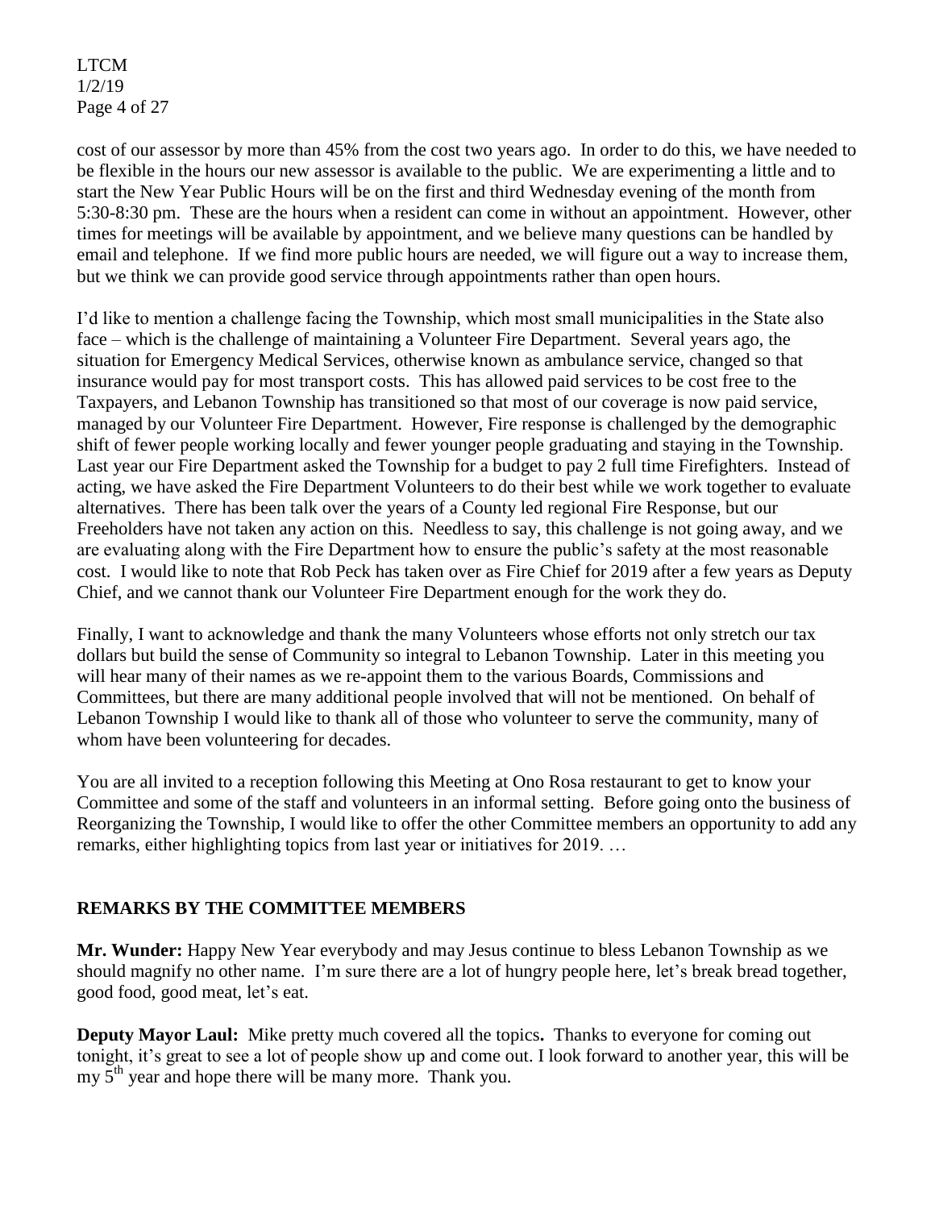cost of our assessor by more than 45% from the cost two years ago. In order to do this, we have needed to be flexible in the hours our new assessor is available to the public. We are experimenting a little and to start the New Year Public Hours will be on the first and third Wednesday evening of the month from 5:30-8:30 pm. These are the hours when a resident can come in without an appointment. However, other times for meetings will be available by appointment, and we believe many questions can be handled by email and telephone. If we find more public hours are needed, we will figure out a way to increase them, but we think we can provide good service through appointments rather than open hours.

I'd like to mention a challenge facing the Township, which most small municipalities in the State also face – which is the challenge of maintaining a Volunteer Fire Department. Several years ago, the situation for Emergency Medical Services, otherwise known as ambulance service, changed so that insurance would pay for most transport costs. This has allowed paid services to be cost free to the Taxpayers, and Lebanon Township has transitioned so that most of our coverage is now paid service, managed by our Volunteer Fire Department. However, Fire response is challenged by the demographic shift of fewer people working locally and fewer younger people graduating and staying in the Township. Last year our Fire Department asked the Township for a budget to pay 2 full time Firefighters. Instead of acting, we have asked the Fire Department Volunteers to do their best while we work together to evaluate alternatives. There has been talk over the years of a County led regional Fire Response, but our Freeholders have not taken any action on this. Needless to say, this challenge is not going away, and we are evaluating along with the Fire Department how to ensure the public's safety at the most reasonable cost. I would like to note that Rob Peck has taken over as Fire Chief for 2019 after a few years as Deputy Chief, and we cannot thank our Volunteer Fire Department enough for the work they do.

Finally, I want to acknowledge and thank the many Volunteers whose efforts not only stretch our tax dollars but build the sense of Community so integral to Lebanon Township. Later in this meeting you will hear many of their names as we re-appoint them to the various Boards, Commissions and Committees, but there are many additional people involved that will not be mentioned. On behalf of Lebanon Township I would like to thank all of those who volunteer to serve the community, many of whom have been volunteering for decades.

You are all invited to a reception following this Meeting at Ono Rosa restaurant to get to know your Committee and some of the staff and volunteers in an informal setting. Before going onto the business of Reorganizing the Township, I would like to offer the other Committee members an opportunity to add any remarks, either highlighting topics from last year or initiatives for 2019. …

## REMARKS BY THE COMMITTEE MEMBERS

**Mr. Wunder:** Happy New Year everybody and may Jesus continue to bless Lebanon Township as we should magnify no other name. I'm sure there are a lot of hungry people here, let's break bread together, good food, good meat, let's eat.

**Deputy Mayor Laul:** Mike pretty much covered all the topics**.** Thanks to everyone for coming out tonight, it's great to see a lot of people show up and come out. I look forward to another year, this will be my 5th year and hope there will be many more. Thank you.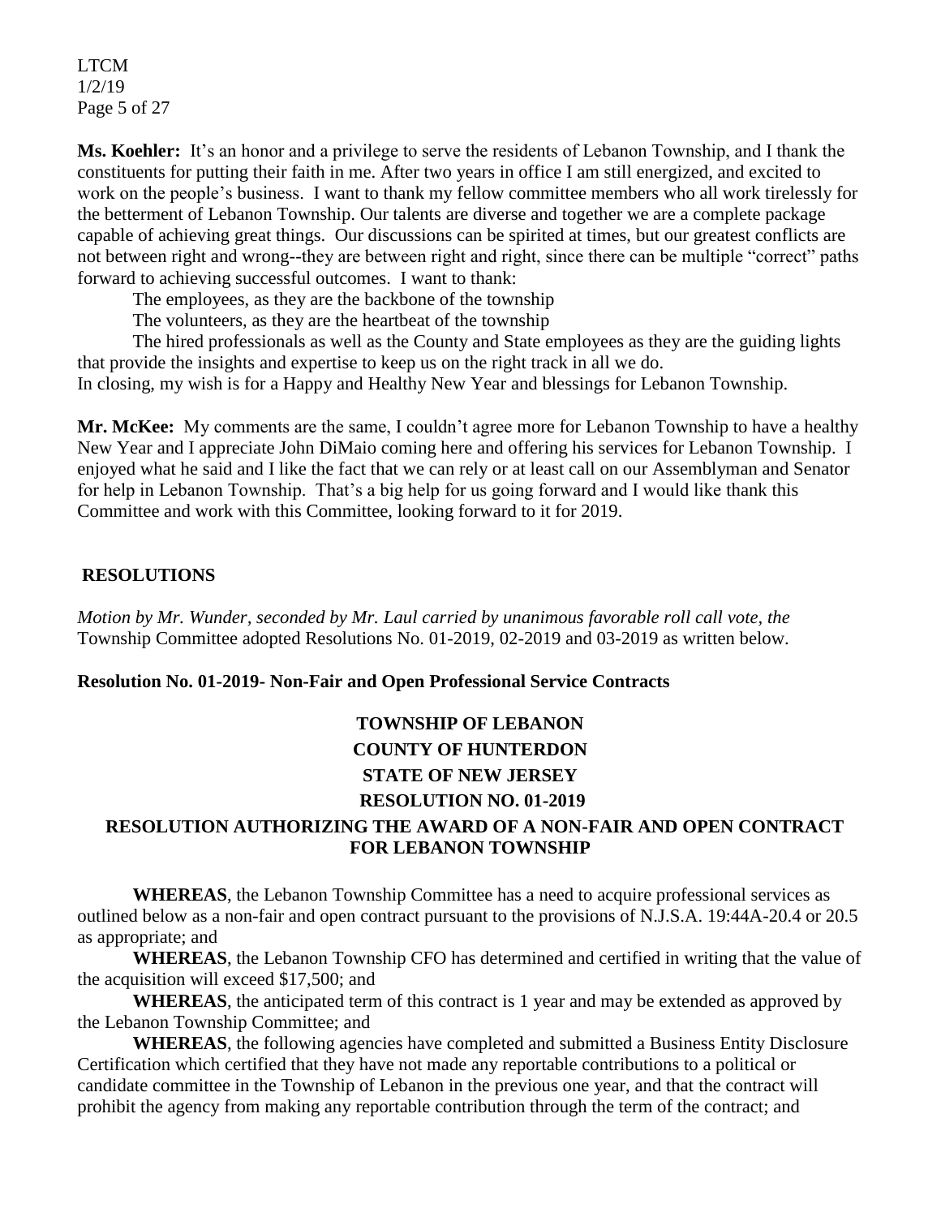**Ms. Koehler:** It's an honor and a privilege to serve the residents of Lebanon Township, and I thank the constituents for putting their faith in me. After two years in office I am still energized, and excited to work on the people's business. I want to thank my fellow committee members who all work tirelessly for the betterment of Lebanon Township. Our talents are diverse and together we are a complete package capable of achieving great things. Our discussions can be spirited at times, but our greatest conflicts are not between right and wrong--they are between right and right, since there can be multiple "correct" paths forward to achieving successful outcomes. I want to thank:

The employees, as they are the backbone of the township

The volunteers, as they are the heartbeat of the township

The hired professionals as well as the County and State employees as they are the guiding lights that provide the insights and expertise to keep us on the right track in all we do.

In closing, my wish is for a Happy and Healthy New Year and blessings for Lebanon Township.

**Mr. McKee:** My comments are the same, I couldn't agree more for Lebanon Township to have a healthy New Year and I appreciate John DiMaio coming here and offering his services for Lebanon Township. I enjoyed what he said and I like the fact that we can rely or at least call on our Assemblyman and Senator for help in Lebanon Township. That's a big help for us going forward and I would like thank this Committee and work with this Committee, looking forward to it for 2019.

## RESOLUTIONS

*Motion by Mr. Wunder, seconded by Mr. Laul carried by unanimous favorable roll call vote, the* Township Committee adopted Resolutions No. 01-2019, 02-2019 and 03-2019 as written below.

**Resolution No. 01-2019- Non-Fair and Open Professional Service Contracts**

**TOWNSHIP OF LEBANON**
**COUNTY OF HUNTERDON**
**STATE OF NEW JERSEY**
**RESOLUTION NO. 01-2019**

**RESOLUTION AUTHORIZING THE AWARD OF A NON-FAIR AND OPEN CONTRACT FOR LEBANON TOWNSHIP**

**WHEREAS**, the Lebanon Township Committee has a need to acquire professional services as outlined below as a non-fair and open contract pursuant to the provisions of N.J.S.A. 19:44A-20.4 or 20.5 as appropriate; and

**WHEREAS**, the Lebanon Township CFO has determined and certified in writing that the value of the acquisition will exceed $17,500; and

**WHEREAS**, the anticipated term of this contract is 1 year and may be extended as approved by the Lebanon Township Committee; and

**WHEREAS**, the following agencies have completed and submitted a Business Entity Disclosure Certification which certified that they have not made any reportable contributions to a political or candidate committee in the Township of Lebanon in the previous one year, and that the contract will prohibit the agency from making any reportable contribution through the term of the contract; and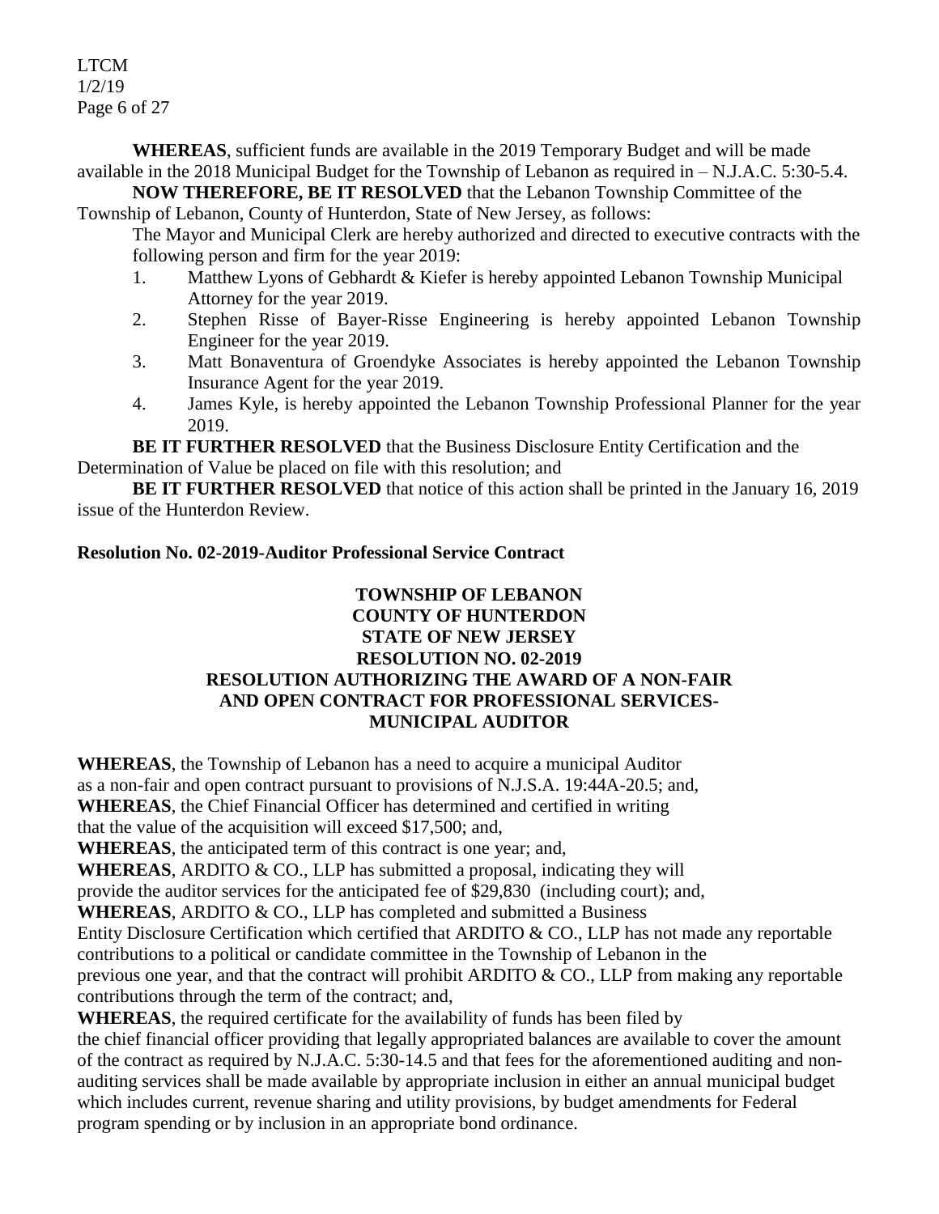**WHEREAS**, sufficient funds are available in the 2019 Temporary Budget and will be made available in the 2018 Municipal Budget for the Township of Lebanon as required in – N.J.A.C. 5:30-5.4.

**NOW THEREFORE, BE IT RESOLVED** that the Lebanon Township Committee of the Township of Lebanon, County of Hunterdon, State of New Jersey, as follows:

The Mayor and Municipal Clerk are hereby authorized and directed to executive contracts with the following person and firm for the year 2019:

1. Matthew Lyons of Gebhardt & Kiefer is hereby appointed Lebanon Township Municipal Attorney for the year 2019.
2. Stephen Risse of Bayer-Risse Engineering is hereby appointed Lebanon Township Engineer for the year 2019.
3. Matt Bonaventura of Groendyke Associates is hereby appointed the Lebanon Township Insurance Agent for the year 2019.
4. James Kyle, is hereby appointed the Lebanon Township Professional Planner for the year 2019.

**BE IT FURTHER RESOLVED** that the Business Disclosure Entity Certification and the Determination of Value be placed on file with this resolution; and

**BE IT FURTHER RESOLVED** that notice of this action shall be printed in the January 16, 2019 issue of the Hunterdon Review.

**Resolution No. 02-2019-Auditor Professional Service Contract**

**TOWNSHIP OF LEBANON**
**COUNTY OF HUNTERDON**
**STATE OF NEW JERSEY**
**RESOLUTION NO. 02-2019**
**RESOLUTION AUTHORIZING THE AWARD OF A NON-FAIR AND OPEN CONTRACT FOR PROFESSIONAL SERVICES- MUNICIPAL AUDITOR**

**WHEREAS**, the Township of Lebanon has a need to acquire a municipal Auditor as a non-fair and open contract pursuant to provisions of N.J.S.A. 19:44A-20.5; and,

**WHEREAS**, the Chief Financial Officer has determined and certified in writing that the value of the acquisition will exceed $17,500; and,

**WHEREAS**, the anticipated term of this contract is one year; and,

**WHEREAS**, ARDITO & CO., LLP has submitted a proposal, indicating they will provide the auditor services for the anticipated fee of $29,830 (including court); and,

**WHEREAS**, ARDITO & CO., LLP has completed and submitted a Business Entity Disclosure Certification which certified that ARDITO & CO., LLP has not made any reportable contributions to a political or candidate committee in the Township of Lebanon in the previous one year, and that the contract will prohibit ARDITO & CO., LLP from making any reportable contributions through the term of the contract; and,

**WHEREAS**, the required certificate for the availability of funds has been filed by the chief financial officer providing that legally appropriated balances are available to cover the amount of the contract as required by N.J.A.C. 5:30-14.5 and that fees for the aforementioned auditing and non-auditing services shall be made available by appropriate inclusion in either an annual municipal budget which includes current, revenue sharing and utility provisions, by budget amendments for Federal program spending or by inclusion in an appropriate bond ordinance.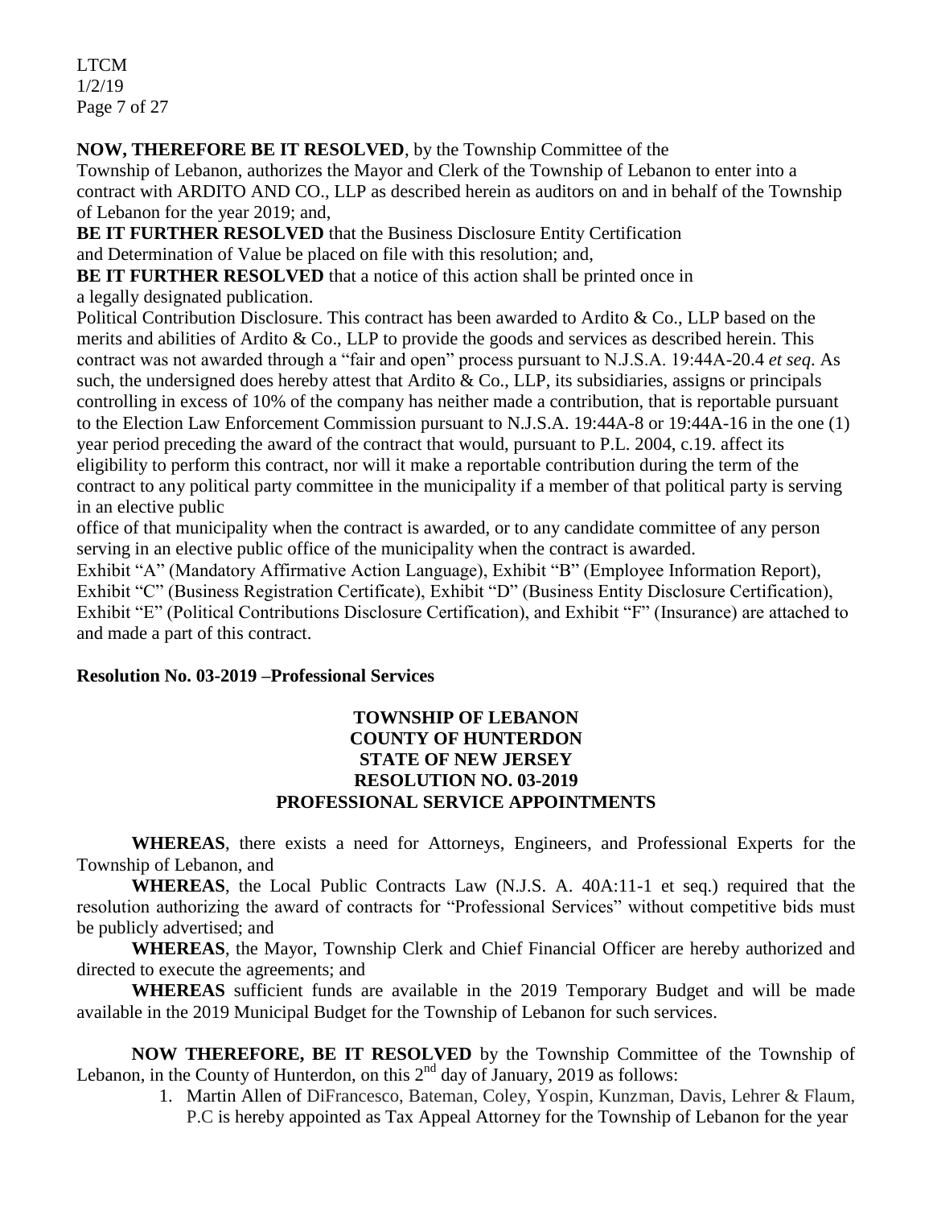**NOW, THEREFORE BE IT RESOLVED**, by the Township Committee of the Township of Lebanon, authorizes the Mayor and Clerk of the Township of Lebanon to enter into a contract with ARDITO AND CO., LLP as described herein as auditors on and in behalf of the Township of Lebanon for the year 2019; and,

**BE IT FURTHER RESOLVED** that the Business Disclosure Entity Certification and Determination of Value be placed on file with this resolution; and,

**BE IT FURTHER RESOLVED** that a notice of this action shall be printed once in a legally designated publication.

Political Contribution Disclosure. This contract has been awarded to Ardito & Co., LLP based on the merits and abilities of Ardito & Co., LLP to provide the goods and services as described herein. This contract was not awarded through a "fair and open" process pursuant to N.J.S.A. 19:44A-20.4 *et seq*. As such, the undersigned does hereby attest that Ardito & Co., LLP, its subsidiaries, assigns or principals controlling in excess of 10% of the company has neither made a contribution, that is reportable pursuant to the Election Law Enforcement Commission pursuant to N.J.S.A. 19:44A-8 or 19:44A-16 in the one (1) year period preceding the award of the contract that would, pursuant to P.L. 2004, c.19. affect its eligibility to perform this contract, nor will it make a reportable contribution during the term of the contract to any political party committee in the municipality if a member of that political party is serving in an elective public office of that municipality when the contract is awarded, or to any candidate committee of any person serving in an elective public office of the municipality when the contract is awarded.

Exhibit "A" (Mandatory Affirmative Action Language), Exhibit "B" (Employee Information Report), Exhibit "C" (Business Registration Certificate), Exhibit "D" (Business Entity Disclosure Certification), Exhibit "E" (Political Contributions Disclosure Certification), and Exhibit "F" (Insurance) are attached to and made a part of this contract.

**Resolution No. 03-2019 –Professional Services**

**TOWNSHIP OF LEBANON**
**COUNTY OF HUNTERDON**
**STATE OF NEW JERSEY**
**RESOLUTION NO. 03-2019**
**PROFESSIONAL SERVICE APPOINTMENTS**

**WHEREAS**, there exists a need for Attorneys, Engineers, and Professional Experts for the Township of Lebanon, and

**WHEREAS**, the Local Public Contracts Law (N.J.S. A. 40A:11-1 et seq.) required that the resolution authorizing the award of contracts for "Professional Services" without competitive bids must be publicly advertised; and

**WHEREAS**, the Mayor, Township Clerk and Chief Financial Officer are hereby authorized and directed to execute the agreements; and

**WHEREAS** sufficient funds are available in the 2019 Temporary Budget and will be made available in the 2019 Municipal Budget for the Township of Lebanon for such services.

**NOW THEREFORE, BE IT RESOLVED** by the Township Committee of the Township of Lebanon, in the County of Hunterdon, on this 2nd day of January, 2019 as follows:

1. Martin Allen of DiFrancesco, Bateman, Coley, Yospin, Kunzman, Davis, Lehrer & Flaum, P.C is hereby appointed as Tax Appeal Attorney for the Township of Lebanon for the year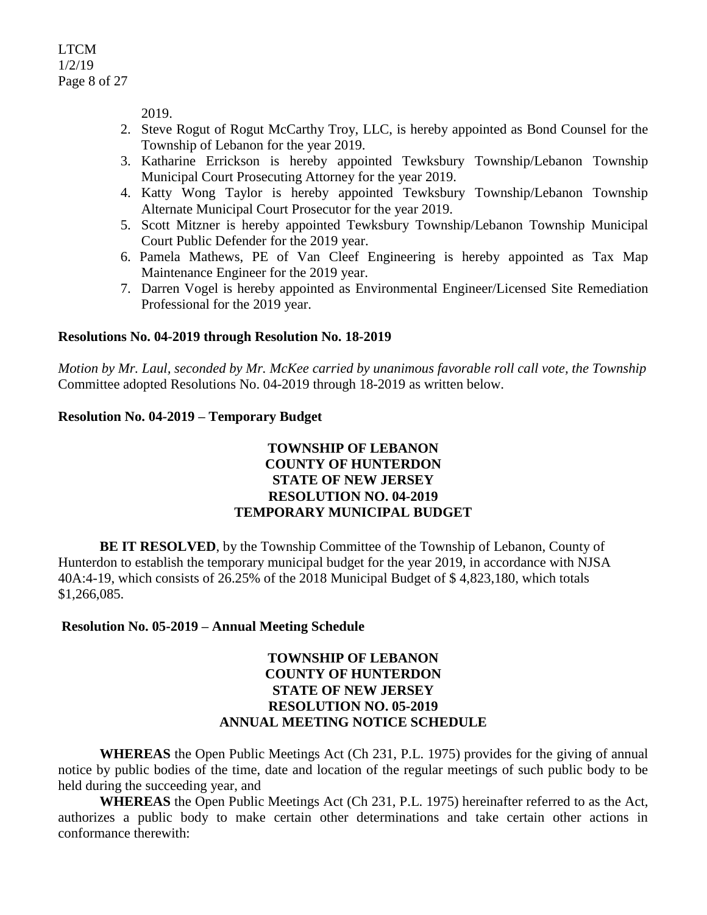2019.

2. Steve Rogut of Rogut McCarthy Troy, LLC, is hereby appointed as Bond Counsel for the Township of Lebanon for the year 2019.
3. Katharine Errickson is hereby appointed Tewksbury Township/Lebanon Township Municipal Court Prosecuting Attorney for the year 2019.
4. Katty Wong Taylor is hereby appointed Tewksbury Township/Lebanon Township Alternate Municipal Court Prosecutor for the year 2019.
5. Scott Mitzner is hereby appointed Tewksbury Township/Lebanon Township Municipal Court Public Defender for the 2019 year.
6. Pamela Mathews, PE of Van Cleef Engineering is hereby appointed as Tax Map Maintenance Engineer for the 2019 year.
7. Darren Vogel is hereby appointed as Environmental Engineer/Licensed Site Remediation Professional for the 2019 year.

**Resolutions No. 04-2019 through Resolution No. 18-2019**

*Motion by Mr. Laul, seconded by Mr. McKee carried by unanimous favorable roll call vote, the Township* Committee adopted Resolutions No. 04-2019 through 18-2019 as written below.

**Resolution No. 04-2019 – Temporary Budget**

**TOWNSHIP OF LEBANON**
**COUNTY OF HUNTERDON**
**STATE OF NEW JERSEY**
**RESOLUTION NO. 04-2019**
**TEMPORARY MUNICIPAL BUDGET**

**BE IT RESOLVED**, by the Township Committee of the Township of Lebanon, County of Hunterdon to establish the temporary municipal budget for the year 2019, in accordance with NJSA 40A:4-19, which consists of 26.25% of the 2018 Municipal Budget of $ 4,823,180, which totals $1,266,085.

**Resolution No. 05-2019 – Annual Meeting Schedule**

**TOWNSHIP OF LEBANON**
**COUNTY OF HUNTERDON**
**STATE OF NEW JERSEY**
**RESOLUTION NO. 05-2019**
**ANNUAL MEETING NOTICE SCHEDULE**

**WHEREAS** the Open Public Meetings Act (Ch 231, P.L. 1975) provides for the giving of annual notice by public bodies of the time, date and location of the regular meetings of such public body to be held during the succeeding year, and

**WHEREAS** the Open Public Meetings Act (Ch 231, P.L. 1975) hereinafter referred to as the Act, authorizes a public body to make certain other determinations and take certain other actions in conformance therewith: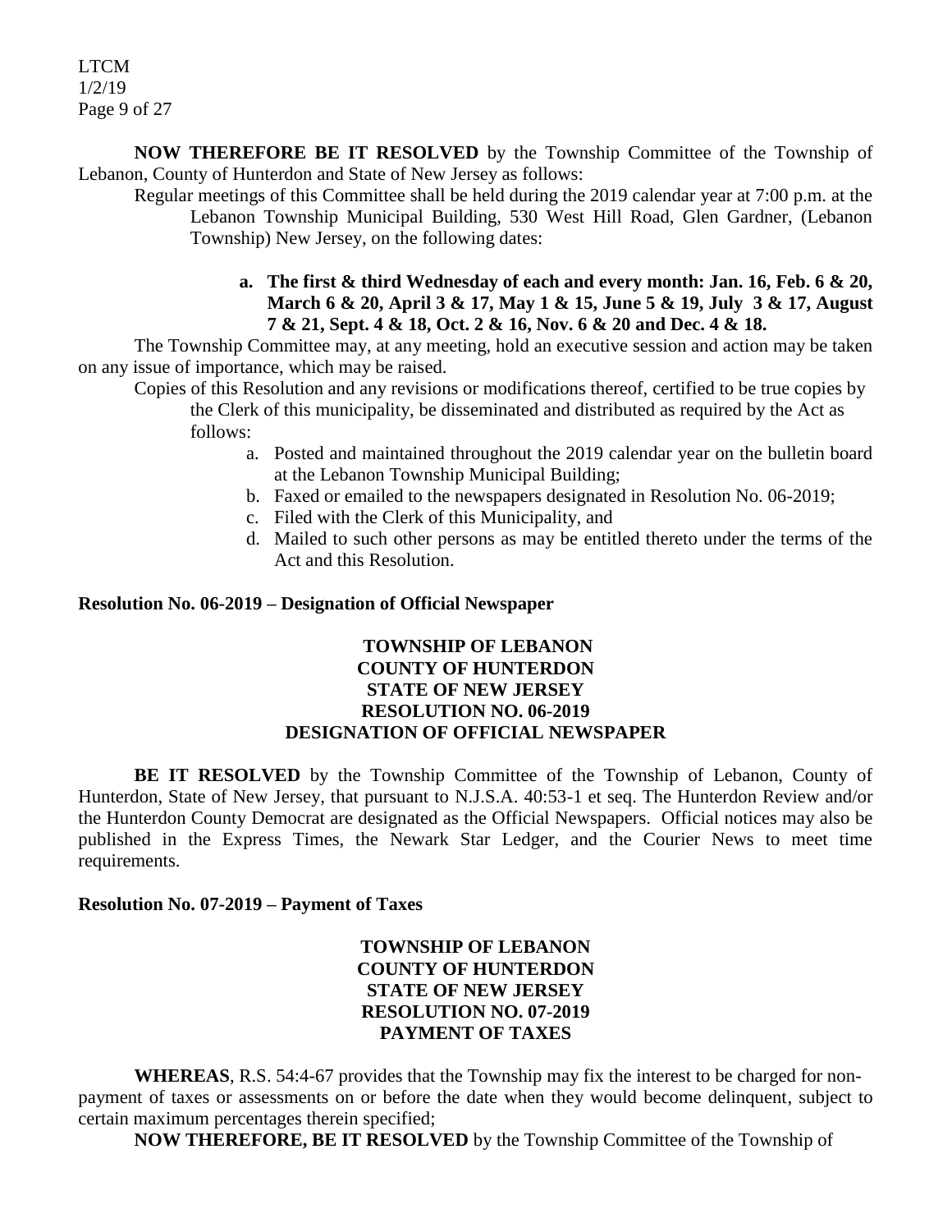**NOW THEREFORE BE IT RESOLVED** by the Township Committee of the Township of Lebanon, County of Hunterdon and State of New Jersey as follows:

Regular meetings of this Committee shall be held during the 2019 calendar year at 7:00 p.m. at the Lebanon Township Municipal Building, 530 West Hill Road, Glen Gardner, (Lebanon Township) New Jersey, on the following dates:

**a. The first & third Wednesday of each and every month: Jan. 16, Feb. 6 & 20, March 6 & 20, April 3 & 17, May 1 & 15, June 5 & 19, July 3 & 17, August 7 & 21, Sept. 4 & 18, Oct. 2 & 16, Nov. 6 & 20 and Dec. 4 & 18.**

The Township Committee may, at any meeting, hold an executive session and action may be taken on any issue of importance, which may be raised.

Copies of this Resolution and any revisions or modifications thereof, certified to be true copies by the Clerk of this municipality, be disseminated and distributed as required by the Act as follows:

a. Posted and maintained throughout the 2019 calendar year on the bulletin board at the Lebanon Township Municipal Building;
b. Faxed or emailed to the newspapers designated in Resolution No. 06-2019;
c. Filed with the Clerk of this Municipality, and
d. Mailed to such other persons as may be entitled thereto under the terms of the Act and this Resolution.

**Resolution No. 06-2019 – Designation of Official Newspaper**

**TOWNSHIP OF LEBANON**
**COUNTY OF HUNTERDON**
**STATE OF NEW JERSEY**
**RESOLUTION NO. 06-2019**
**DESIGNATION OF OFFICIAL NEWSPAPER**

**BE IT RESOLVED** by the Township Committee of the Township of Lebanon, County of Hunterdon, State of New Jersey, that pursuant to N.J.S.A. 40:53-1 et seq. The Hunterdon Review and/or the Hunterdon County Democrat are designated as the Official Newspapers. Official notices may also be published in the Express Times, the Newark Star Ledger, and the Courier News to meet time requirements.

**Resolution No. 07-2019 – Payment of Taxes**

**TOWNSHIP OF LEBANON**
**COUNTY OF HUNTERDON**
**STATE OF NEW JERSEY**
**RESOLUTION NO. 07-2019**
**PAYMENT OF TAXES**

**WHEREAS**, R.S. 54:4-67 provides that the Township may fix the interest to be charged for non-payment of taxes or assessments on or before the date when they would become delinquent, subject to certain maximum percentages therein specified;

**NOW THEREFORE, BE IT RESOLVED** by the Township Committee of the Township of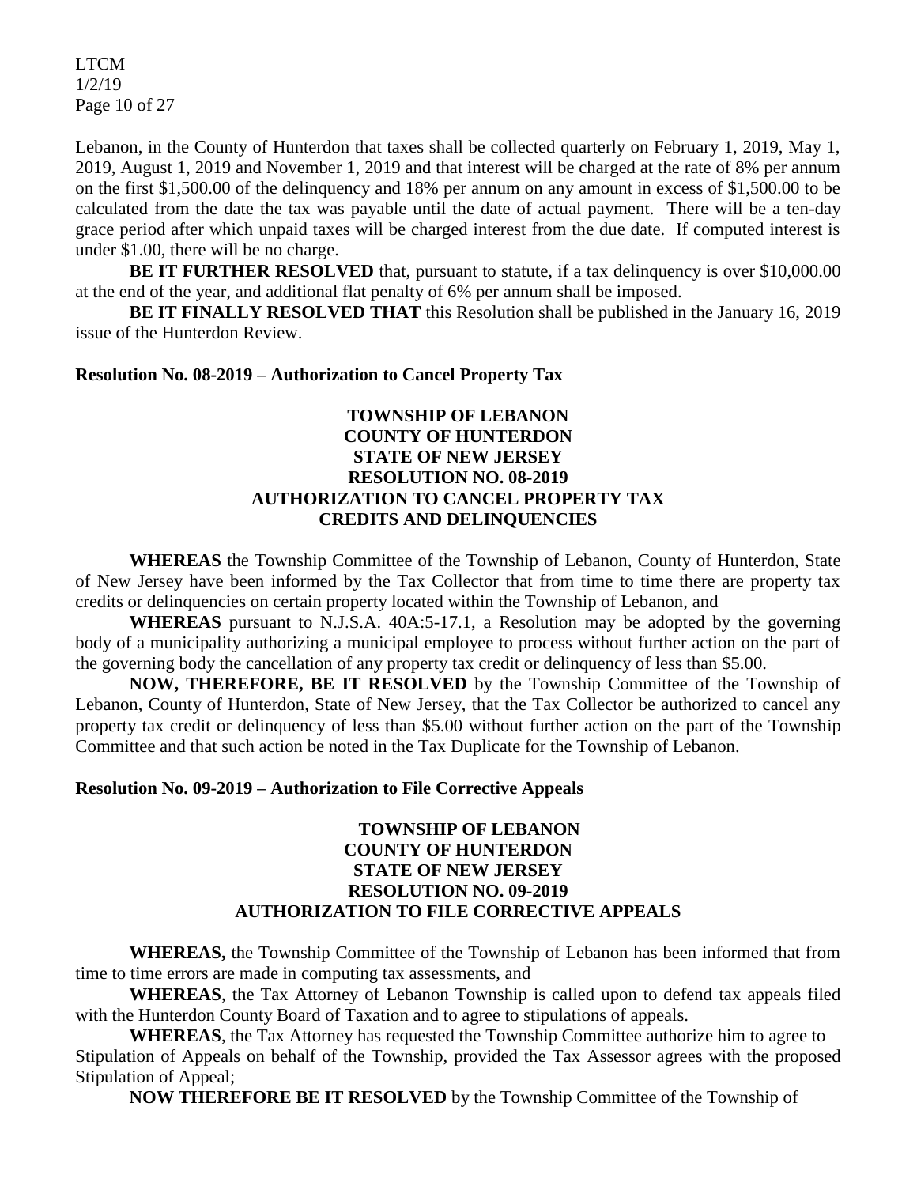Lebanon, in the County of Hunterdon that taxes shall be collected quarterly on February 1, 2019, May 1, 2019, August 1, 2019 and November 1, 2019 and that interest will be charged at the rate of 8% per annum on the first $1,500.00 of the delinquency and 18% per annum on any amount in excess of $1,500.00 to be calculated from the date the tax was payable until the date of actual payment. There will be a ten-day grace period after which unpaid taxes will be charged interest from the due date. If computed interest is under $1.00, there will be no charge.

**BE IT FURTHER RESOLVED** that, pursuant to statute, if a tax delinquency is over $10,000.00 at the end of the year, and additional flat penalty of 6% per annum shall be imposed.

**BE IT FINALLY RESOLVED THAT** this Resolution shall be published in the January 16, 2019 issue of the Hunterdon Review.

**Resolution No. 08-2019 – Authorization to Cancel Property Tax**

**TOWNSHIP OF LEBANON**
**COUNTY OF HUNTERDON**
**STATE OF NEW JERSEY**
**RESOLUTION NO. 08-2019**
**AUTHORIZATION TO CANCEL PROPERTY TAX CREDITS AND DELINQUENCIES**

**WHEREAS** the Township Committee of the Township of Lebanon, County of Hunterdon, State of New Jersey have been informed by the Tax Collector that from time to time there are property tax credits or delinquencies on certain property located within the Township of Lebanon, and

**WHEREAS** pursuant to N.J.S.A. 40A:5-17.1, a Resolution may be adopted by the governing body of a municipality authorizing a municipal employee to process without further action on the part of the governing body the cancellation of any property tax credit or delinquency of less than $5.00.

**NOW, THEREFORE, BE IT RESOLVED** by the Township Committee of the Township of Lebanon, County of Hunterdon, State of New Jersey, that the Tax Collector be authorized to cancel any property tax credit or delinquency of less than $5.00 without further action on the part of the Township Committee and that such action be noted in the Tax Duplicate for the Township of Lebanon.

**Resolution No. 09-2019 – Authorization to File Corrective Appeals**

**TOWNSHIP OF LEBANON**
**COUNTY OF HUNTERDON**
**STATE OF NEW JERSEY**
**RESOLUTION NO. 09-2019**
**AUTHORIZATION TO FILE CORRECTIVE APPEALS**

**WHEREAS,** the Township Committee of the Township of Lebanon has been informed that from time to time errors are made in computing tax assessments, and

**WHEREAS**, the Tax Attorney of Lebanon Township is called upon to defend tax appeals filed with the Hunterdon County Board of Taxation and to agree to stipulations of appeals.

**WHEREAS**, the Tax Attorney has requested the Township Committee authorize him to agree to Stipulation of Appeals on behalf of the Township, provided the Tax Assessor agrees with the proposed Stipulation of Appeal;

**NOW THEREFORE BE IT RESOLVED** by the Township Committee of the Township of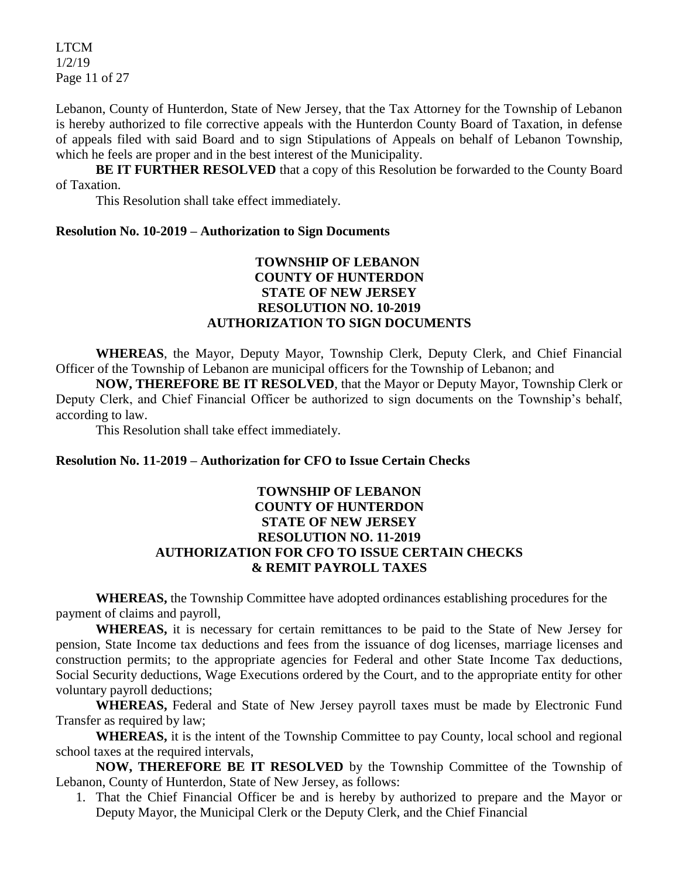Lebanon, County of Hunterdon, State of New Jersey, that the Tax Attorney for the Township of Lebanon is hereby authorized to file corrective appeals with the Hunterdon County Board of Taxation, in defense of appeals filed with said Board and to sign Stipulations of Appeals on behalf of Lebanon Township, which he feels are proper and in the best interest of the Municipality.

**BE IT FURTHER RESOLVED** that a copy of this Resolution be forwarded to the County Board of Taxation.

This Resolution shall take effect immediately.

**Resolution No. 10-2019 – Authorization to Sign Documents**

**TOWNSHIP OF LEBANON**
**COUNTY OF HUNTERDON**
**STATE OF NEW JERSEY**
**RESOLUTION NO. 10-2019**
**AUTHORIZATION TO SIGN DOCUMENTS**

**WHEREAS**, the Mayor, Deputy Mayor, Township Clerk, Deputy Clerk, and Chief Financial Officer of the Township of Lebanon are municipal officers for the Township of Lebanon; and

**NOW, THEREFORE BE IT RESOLVED**, that the Mayor or Deputy Mayor, Township Clerk or Deputy Clerk, and Chief Financial Officer be authorized to sign documents on the Township's behalf, according to law.

This Resolution shall take effect immediately.

**Resolution No. 11-2019 – Authorization for CFO to Issue Certain Checks**

**TOWNSHIP OF LEBANON**
**COUNTY OF HUNTERDON**
**STATE OF NEW JERSEY**
**RESOLUTION NO. 11-2019**
**AUTHORIZATION FOR CFO TO ISSUE CERTAIN CHECKS & REMIT PAYROLL TAXES**

**WHEREAS,** the Township Committee have adopted ordinances establishing procedures for the payment of claims and payroll,

**WHEREAS,** it is necessary for certain remittances to be paid to the State of New Jersey for pension, State Income tax deductions and fees from the issuance of dog licenses, marriage licenses and construction permits; to the appropriate agencies for Federal and other State Income Tax deductions, Social Security deductions, Wage Executions ordered by the Court, and to the appropriate entity for other voluntary payroll deductions;

**WHEREAS,** Federal and State of New Jersey payroll taxes must be made by Electronic Fund Transfer as required by law;

**WHEREAS,** it is the intent of the Township Committee to pay County, local school and regional school taxes at the required intervals,

**NOW, THEREFORE BE IT RESOLVED** by the Township Committee of the Township of Lebanon, County of Hunterdon, State of New Jersey, as follows:

1. That the Chief Financial Officer be and is hereby by authorized to prepare and the Mayor or Deputy Mayor, the Municipal Clerk or the Deputy Clerk, and the Chief Financial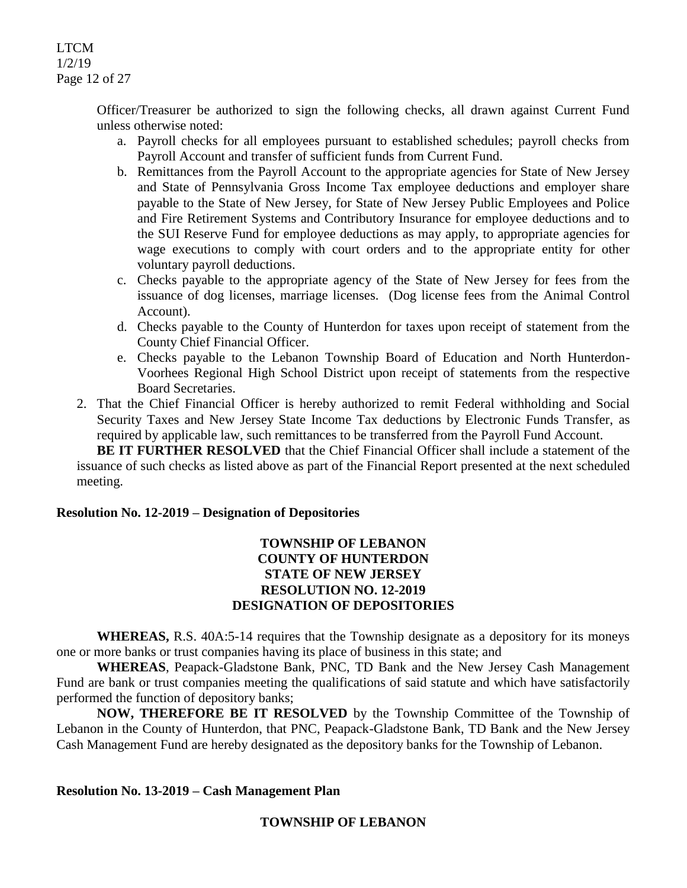Officer/Treasurer be authorized to sign the following checks, all drawn against Current Fund unless otherwise noted:

a. Payroll checks for all employees pursuant to established schedules; payroll checks from Payroll Account and transfer of sufficient funds from Current Fund.
b. Remittances from the Payroll Account to the appropriate agencies for State of New Jersey and State of Pennsylvania Gross Income Tax employee deductions and employer share payable to the State of New Jersey, for State of New Jersey Public Employees and Police and Fire Retirement Systems and Contributory Insurance for employee deductions and to the SUI Reserve Fund for employee deductions as may apply, to appropriate agencies for wage executions to comply with court orders and to the appropriate entity for other voluntary payroll deductions.
c. Checks payable to the appropriate agency of the State of New Jersey for fees from the issuance of dog licenses, marriage licenses. (Dog license fees from the Animal Control Account).
d. Checks payable to the County of Hunterdon for taxes upon receipt of statement from the County Chief Financial Officer.
e. Checks payable to the Lebanon Township Board of Education and North Hunterdon-Voorhees Regional High School District upon receipt of statements from the respective Board Secretaries.

2. That the Chief Financial Officer is hereby authorized to remit Federal withholding and Social Security Taxes and New Jersey State Income Tax deductions by Electronic Funds Transfer, as required by applicable law, such remittances to be transferred from the Payroll Fund Account.

**BE IT FURTHER RESOLVED** that the Chief Financial Officer shall include a statement of the issuance of such checks as listed above as part of the Financial Report presented at the next scheduled meeting.

**Resolution No. 12-2019 – Designation of Depositories**

**TOWNSHIP OF LEBANON**
**COUNTY OF HUNTERDON**
**STATE OF NEW JERSEY**
**RESOLUTION NO. 12-2019**
**DESIGNATION OF DEPOSITORIES**

**WHEREAS,** R.S. 40A:5-14 requires that the Township designate as a depository for its moneys one or more banks or trust companies having its place of business in this state; and

**WHEREAS**, Peapack-Gladstone Bank, PNC, TD Bank and the New Jersey Cash Management Fund are bank or trust companies meeting the qualifications of said statute and which have satisfactorily performed the function of depository banks;

**NOW, THEREFORE BE IT RESOLVED** by the Township Committee of the Township of Lebanon in the County of Hunterdon, that PNC, Peapack-Gladstone Bank, TD Bank and the New Jersey Cash Management Fund are hereby designated as the depository banks for the Township of Lebanon.

**Resolution No. 13-2019 – Cash Management Plan**

**TOWNSHIP OF LEBANON**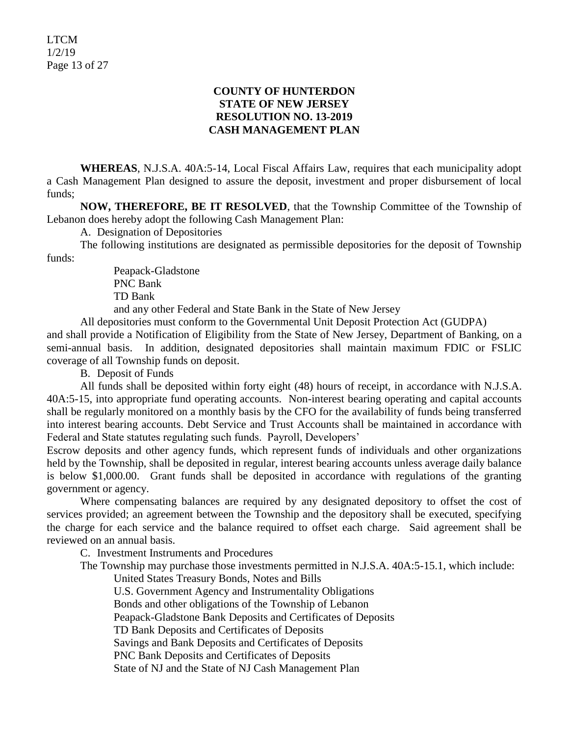**COUNTY OF HUNTERDON**
**STATE OF NEW JERSEY**
**RESOLUTION NO. 13-2019**
**CASH MANAGEMENT PLAN**

**WHEREAS**, N.J.S.A. 40A:5-14, Local Fiscal Affairs Law, requires that each municipality adopt a Cash Management Plan designed to assure the deposit, investment and proper disbursement of local funds;

**NOW, THEREFORE, BE IT RESOLVED**, that the Township Committee of the Township of Lebanon does hereby adopt the following Cash Management Plan:

A. Designation of Depositories

The following institutions are designated as permissible depositories for the deposit of Township funds:

Peapack-Gladstone
PNC Bank
TD Bank
and any other Federal and State Bank in the State of New Jersey

All depositories must conform to the Governmental Unit Deposit Protection Act (GUDPA) and shall provide a Notification of Eligibility from the State of New Jersey, Department of Banking, on a semi-annual basis. In addition, designated depositories shall maintain maximum FDIC or FSLIC coverage of all Township funds on deposit.

B. Deposit of Funds

All funds shall be deposited within forty eight (48) hours of receipt, in accordance with N.J.S.A. 40A:5-15, into appropriate fund operating accounts. Non-interest bearing operating and capital accounts shall be regularly monitored on a monthly basis by the CFO for the availability of funds being transferred into interest bearing accounts. Debt Service and Trust Accounts shall be maintained in accordance with Federal and State statutes regulating such funds. Payroll, Developers' Escrow deposits and other agency funds, which represent funds of individuals and other organizations held by the Township, shall be deposited in regular, interest bearing accounts unless average daily balance is below $1,000.00. Grant funds shall be deposited in accordance with regulations of the granting government or agency.

Where compensating balances are required by any designated depository to offset the cost of services provided; an agreement between the Township and the depository shall be executed, specifying the charge for each service and the balance required to offset each charge. Said agreement shall be reviewed on an annual basis.

C. Investment Instruments and Procedures

The Township may purchase those investments permitted in N.J.S.A. 40A:5-15.1, which include:

United States Treasury Bonds, Notes and Bills
U.S. Government Agency and Instrumentality Obligations
Bonds and other obligations of the Township of Lebanon
Peapack-Gladstone Bank Deposits and Certificates of Deposits
TD Bank Deposits and Certificates of Deposits
Savings and Bank Deposits and Certificates of Deposits
PNC Bank Deposits and Certificates of Deposits
State of NJ and the State of NJ Cash Management Plan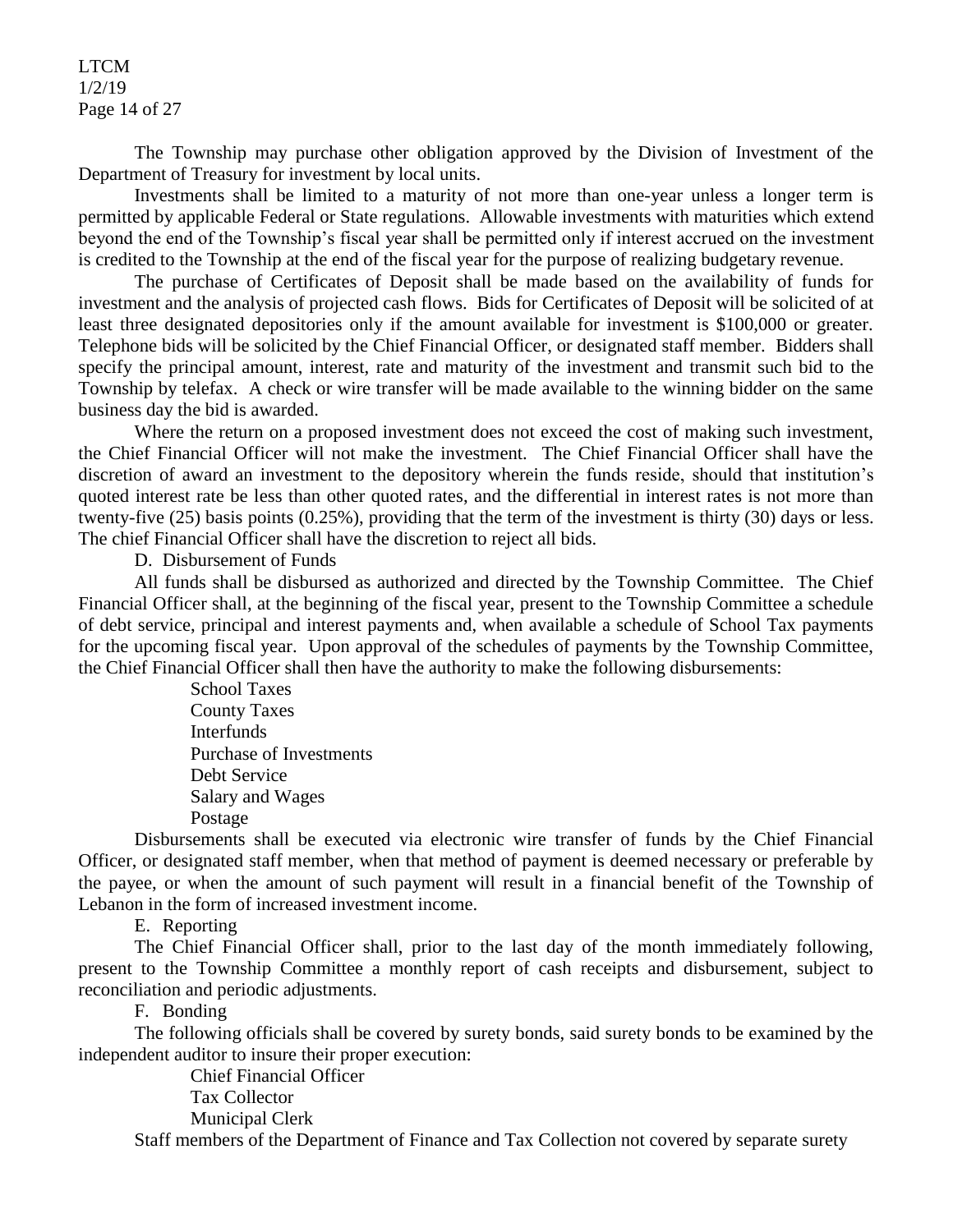The Township may purchase other obligation approved by the Division of Investment of the Department of Treasury for investment by local units.

Investments shall be limited to a maturity of not more than one-year unless a longer term is permitted by applicable Federal or State regulations. Allowable investments with maturities which extend beyond the end of the Township's fiscal year shall be permitted only if interest accrued on the investment is credited to the Township at the end of the fiscal year for the purpose of realizing budgetary revenue.

The purchase of Certificates of Deposit shall be made based on the availability of funds for investment and the analysis of projected cash flows. Bids for Certificates of Deposit will be solicited of at least three designated depositories only if the amount available for investment is $100,000 or greater. Telephone bids will be solicited by the Chief Financial Officer, or designated staff member. Bidders shall specify the principal amount, interest, rate and maturity of the investment and transmit such bid to the Township by telefax. A check or wire transfer will be made available to the winning bidder on the same business day the bid is awarded.

Where the return on a proposed investment does not exceed the cost of making such investment, the Chief Financial Officer will not make the investment. The Chief Financial Officer shall have the discretion of award an investment to the depository wherein the funds reside, should that institution's quoted interest rate be less than other quoted rates, and the differential in interest rates is not more than twenty-five (25) basis points (0.25%), providing that the term of the investment is thirty (30) days or less. The chief Financial Officer shall have the discretion to reject all bids.

D. Disbursement of Funds

All funds shall be disbursed as authorized and directed by the Township Committee. The Chief Financial Officer shall, at the beginning of the fiscal year, present to the Township Committee a schedule of debt service, principal and interest payments and, when available a schedule of School Tax payments for the upcoming fiscal year. Upon approval of the schedules of payments by the Township Committee, the Chief Financial Officer shall then have the authority to make the following disbursements:

School Taxes
County Taxes
Interfunds
Purchase of Investments
Debt Service
Salary and Wages
Postage

Disbursements shall be executed via electronic wire transfer of funds by the Chief Financial Officer, or designated staff member, when that method of payment is deemed necessary or preferable by the payee, or when the amount of such payment will result in a financial benefit of the Township of Lebanon in the form of increased investment income.

E. Reporting

The Chief Financial Officer shall, prior to the last day of the month immediately following, present to the Township Committee a monthly report of cash receipts and disbursement, subject to reconciliation and periodic adjustments.

F. Bonding

The following officials shall be covered by surety bonds, said surety bonds to be examined by the independent auditor to insure their proper execution:

Chief Financial Officer
Tax Collector
Municipal Clerk

Staff members of the Department of Finance and Tax Collection not covered by separate surety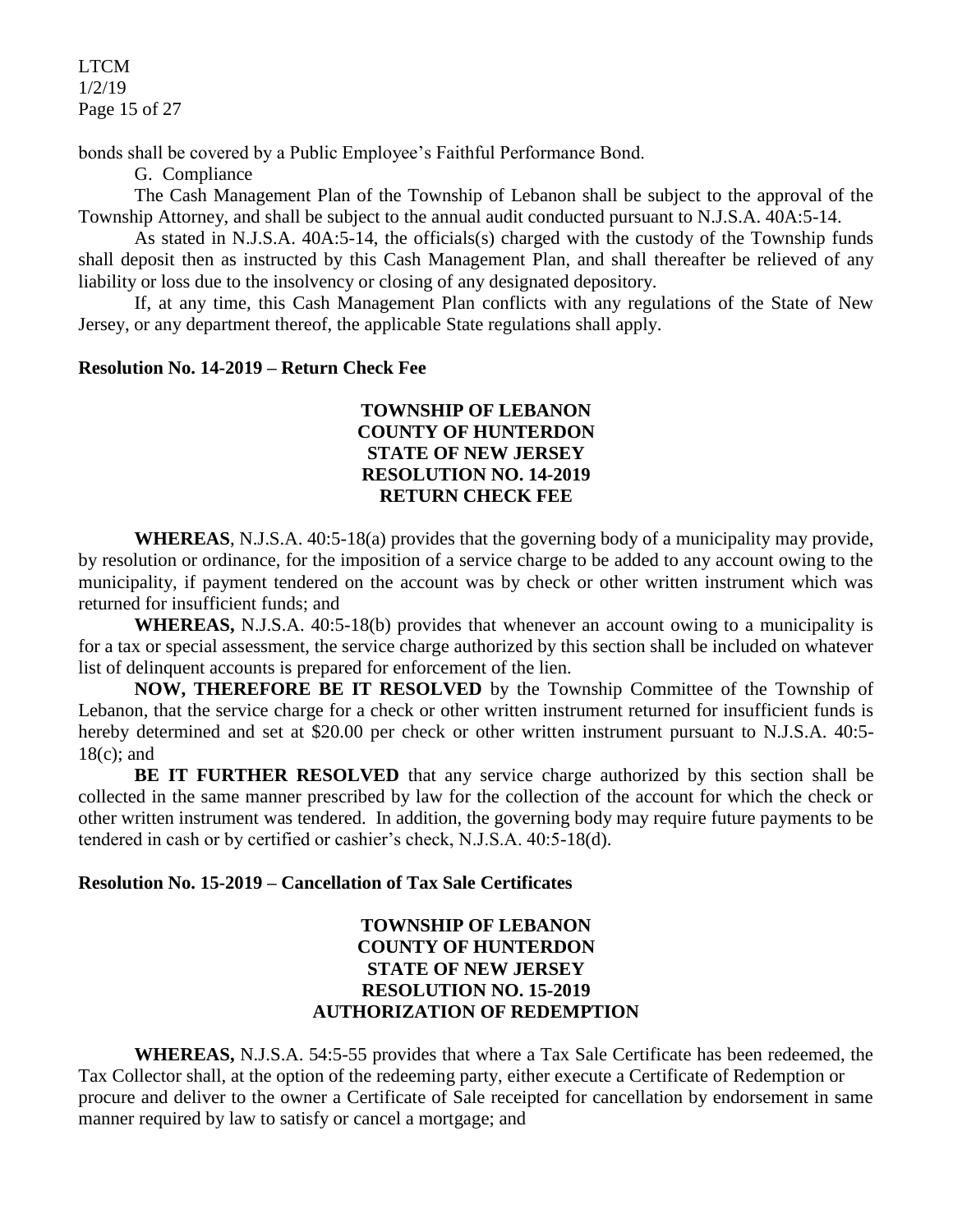bonds shall be covered by a Public Employee's Faithful Performance Bond.

G. Compliance

The Cash Management Plan of the Township of Lebanon shall be subject to the approval of the Township Attorney, and shall be subject to the annual audit conducted pursuant to N.J.S.A. 40A:5-14.

As stated in N.J.S.A. 40A:5-14, the officials(s) charged with the custody of the Township funds shall deposit then as instructed by this Cash Management Plan, and shall thereafter be relieved of any liability or loss due to the insolvency or closing of any designated depository.

If, at any time, this Cash Management Plan conflicts with any regulations of the State of New Jersey, or any department thereof, the applicable State regulations shall apply.

**Resolution No. 14-2019 – Return Check Fee**

**TOWNSHIP OF LEBANON**
**COUNTY OF HUNTERDON**
**STATE OF NEW JERSEY**
**RESOLUTION NO. 14-2019**
**RETURN CHECK FEE**

**WHEREAS**, N.J.S.A. 40:5-18(a) provides that the governing body of a municipality may provide, by resolution or ordinance, for the imposition of a service charge to be added to any account owing to the municipality, if payment tendered on the account was by check or other written instrument which was returned for insufficient funds; and

**WHEREAS,** N.J.S.A. 40:5-18(b) provides that whenever an account owing to a municipality is for a tax or special assessment, the service charge authorized by this section shall be included on whatever list of delinquent accounts is prepared for enforcement of the lien.

**NOW, THEREFORE BE IT RESOLVED** by the Township Committee of the Township of Lebanon, that the service charge for a check or other written instrument returned for insufficient funds is hereby determined and set at $20.00 per check or other written instrument pursuant to N.J.S.A. 40:5-18(c); and

**BE IT FURTHER RESOLVED** that any service charge authorized by this section shall be collected in the same manner prescribed by law for the collection of the account for which the check or other written instrument was tendered. In addition, the governing body may require future payments to be tendered in cash or by certified or cashier's check, N.J.S.A. 40:5-18(d).

**Resolution No. 15-2019 – Cancellation of Tax Sale Certificates**

**TOWNSHIP OF LEBANON**
**COUNTY OF HUNTERDON**
**STATE OF NEW JERSEY**
**RESOLUTION NO. 15-2019**
**AUTHORIZATION OF REDEMPTION**

**WHEREAS,** N.J.S.A. 54:5-55 provides that where a Tax Sale Certificate has been redeemed, the Tax Collector shall, at the option of the redeeming party, either execute a Certificate of Redemption or procure and deliver to the owner a Certificate of Sale receipted for cancellation by endorsement in same manner required by law to satisfy or cancel a mortgage; and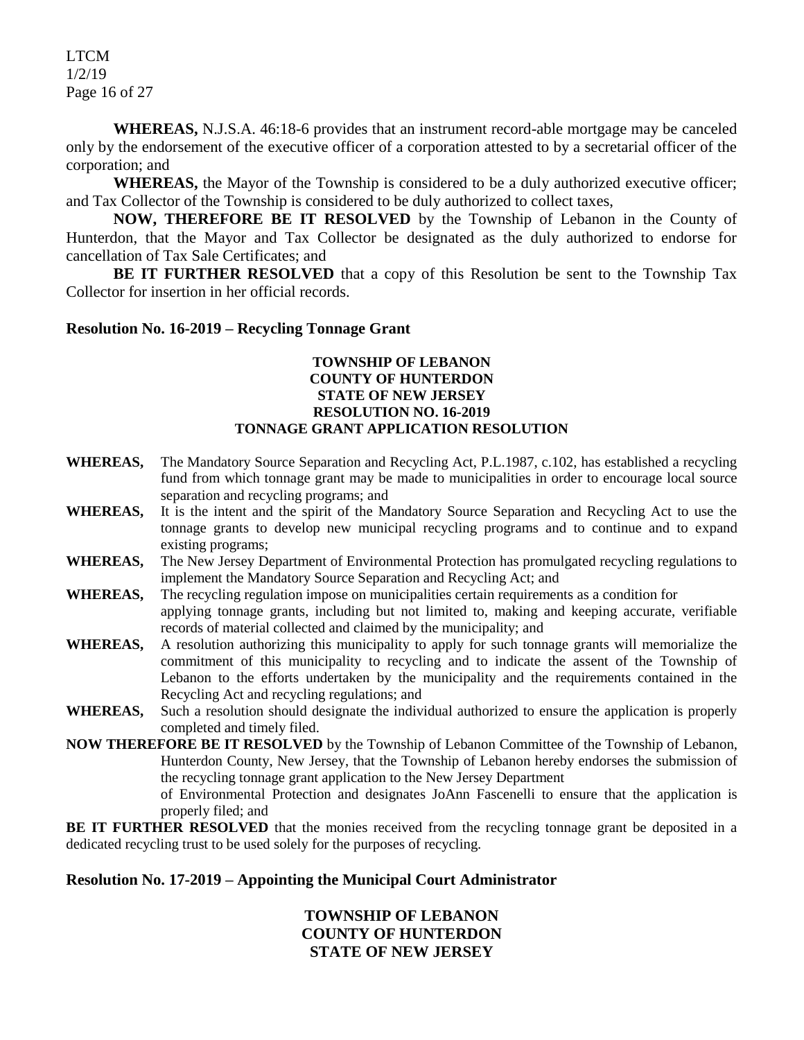**WHEREAS,** N.J.S.A. 46:18-6 provides that an instrument record-able mortgage may be canceled only by the endorsement of the executive officer of a corporation attested to by a secretarial officer of the corporation; and

**WHEREAS,** the Mayor of the Township is considered to be a duly authorized executive officer; and Tax Collector of the Township is considered to be duly authorized to collect taxes,

**NOW, THEREFORE BE IT RESOLVED** by the Township of Lebanon in the County of Hunterdon, that the Mayor and Tax Collector be designated as the duly authorized to endorse for cancellation of Tax Sale Certificates; and

**BE IT FURTHER RESOLVED** that a copy of this Resolution be sent to the Township Tax Collector for insertion in her official records.

**Resolution No. 16-2019 – Recycling Tonnage Grant**

**TOWNSHIP OF LEBANON**
**COUNTY OF HUNTERDON**
**STATE OF NEW JERSEY**
**RESOLUTION NO. 16-2019**
**TONNAGE GRANT APPLICATION RESOLUTION**

**WHEREAS,** The Mandatory Source Separation and Recycling Act, P.L.1987, c.102, has established a recycling fund from which tonnage grant may be made to municipalities in order to encourage local source separation and recycling programs; and

**WHEREAS,** It is the intent and the spirit of the Mandatory Source Separation and Recycling Act to use the tonnage grants to develop new municipal recycling programs and to continue and to expand existing programs;

**WHEREAS,** The New Jersey Department of Environmental Protection has promulgated recycling regulations to implement the Mandatory Source Separation and Recycling Act; and

**WHEREAS,** The recycling regulation impose on municipalities certain requirements as a condition for applying tonnage grants, including but not limited to, making and keeping accurate, verifiable records of material collected and claimed by the municipality; and

**WHEREAS,** A resolution authorizing this municipality to apply for such tonnage grants will memorialize the commitment of this municipality to recycling and to indicate the assent of the Township of Lebanon to the efforts undertaken by the municipality and the requirements contained in the Recycling Act and recycling regulations; and

**WHEREAS,** Such a resolution should designate the individual authorized to ensure the application is properly completed and timely filed.

**NOW THEREFORE BE IT RESOLVED** by the Township of Lebanon Committee of the Township of Lebanon, Hunterdon County, New Jersey, that the Township of Lebanon hereby endorses the submission of the recycling tonnage grant application to the New Jersey Department of Environmental Protection and designates JoAnn Fascenelli to ensure that the application is properly filed; and

**BE IT FURTHER RESOLVED** that the monies received from the recycling tonnage grant be deposited in a dedicated recycling trust to be used solely for the purposes of recycling.

**Resolution No. 17-2019 – Appointing the Municipal Court Administrator**

**TOWNSHIP OF LEBANON**
**COUNTY OF HUNTERDON**
**STATE OF NEW JERSEY**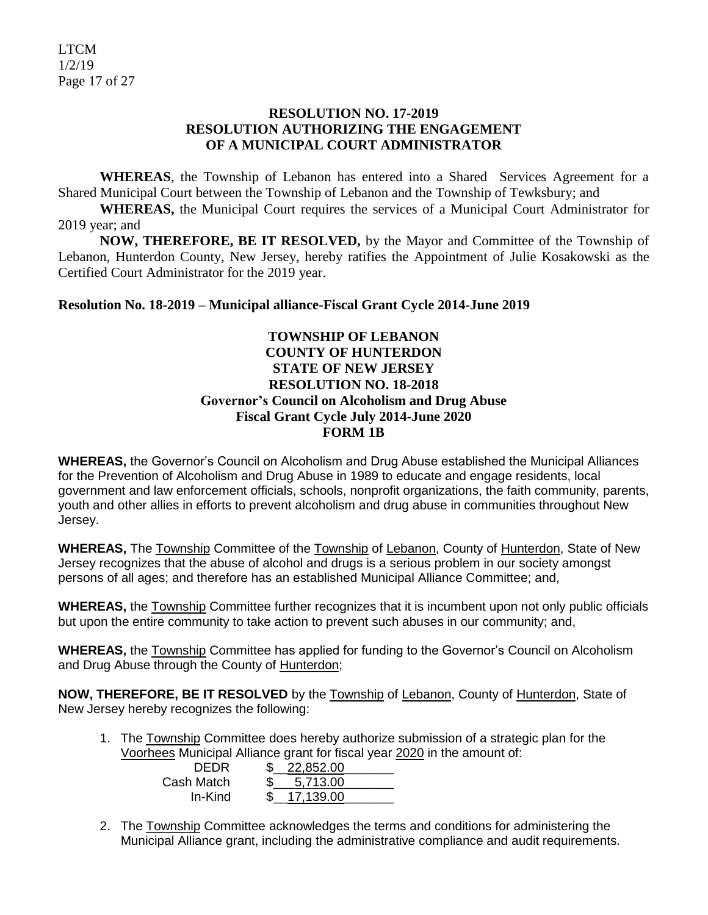**RESOLUTION NO. 17-2019**
**RESOLUTION AUTHORIZING THE ENGAGEMENT OF A MUNICIPAL COURT ADMINISTRATOR**

**WHEREAS**, the Township of Lebanon has entered into a Shared Services Agreement for a Shared Municipal Court between the Township of Lebanon and the Township of Tewksbury; and

**WHEREAS,** the Municipal Court requires the services of a Municipal Court Administrator for 2019 year; and

**NOW, THEREFORE, BE IT RESOLVED,** by the Mayor and Committee of the Township of Lebanon, Hunterdon County, New Jersey, hereby ratifies the Appointment of Julie Kosakowski as the Certified Court Administrator for the 2019 year.

**Resolution No. 18-2019 – Municipal alliance-Fiscal Grant Cycle 2014-June 2019**

**TOWNSHIP OF LEBANON**
**COUNTY OF HUNTERDON**
**STATE OF NEW JERSEY**
**RESOLUTION NO. 18-2018**
**Governor's Council on Alcoholism and Drug Abuse**
**Fiscal Grant Cycle July 2014-June 2020**
**FORM 1B**

**WHEREAS,** the Governor's Council on Alcoholism and Drug Abuse established the Municipal Alliances for the Prevention of Alcoholism and Drug Abuse in 1989 to educate and engage residents, local government and law enforcement officials, schools, nonprofit organizations, the faith community, parents, youth and other allies in efforts to prevent alcoholism and drug abuse in communities throughout New Jersey.

**WHEREAS,** The Township Committee of the Township of Lebanon, County of Hunterdon, State of New Jersey recognizes that the abuse of alcohol and drugs is a serious problem in our society amongst persons of all ages; and therefore has an established Municipal Alliance Committee; and,

**WHEREAS,** the Township Committee further recognizes that it is incumbent upon not only public officials but upon the entire community to take action to prevent such abuses in our community; and,

**WHEREAS,** the Township Committee has applied for funding to the Governor's Council on Alcoholism and Drug Abuse through the County of Hunterdon;

**NOW, THEREFORE, BE IT RESOLVED** by the Township of Lebanon, County of Hunterdon, State of New Jersey hereby recognizes the following:

1. The Township Committee does hereby authorize submission of a strategic plan for the Voorhees Municipal Alliance grant for fiscal year 2020 in the amount of:

   | | |
   |---|---|
   | DEDR | $ 22,852.00 |
   | Cash Match | $ 5,713.00 |
   | In-Kind | $ 17,139.00 |

2. The Township Committee acknowledges the terms and conditions for administering the Municipal Alliance grant, including the administrative compliance and audit requirements.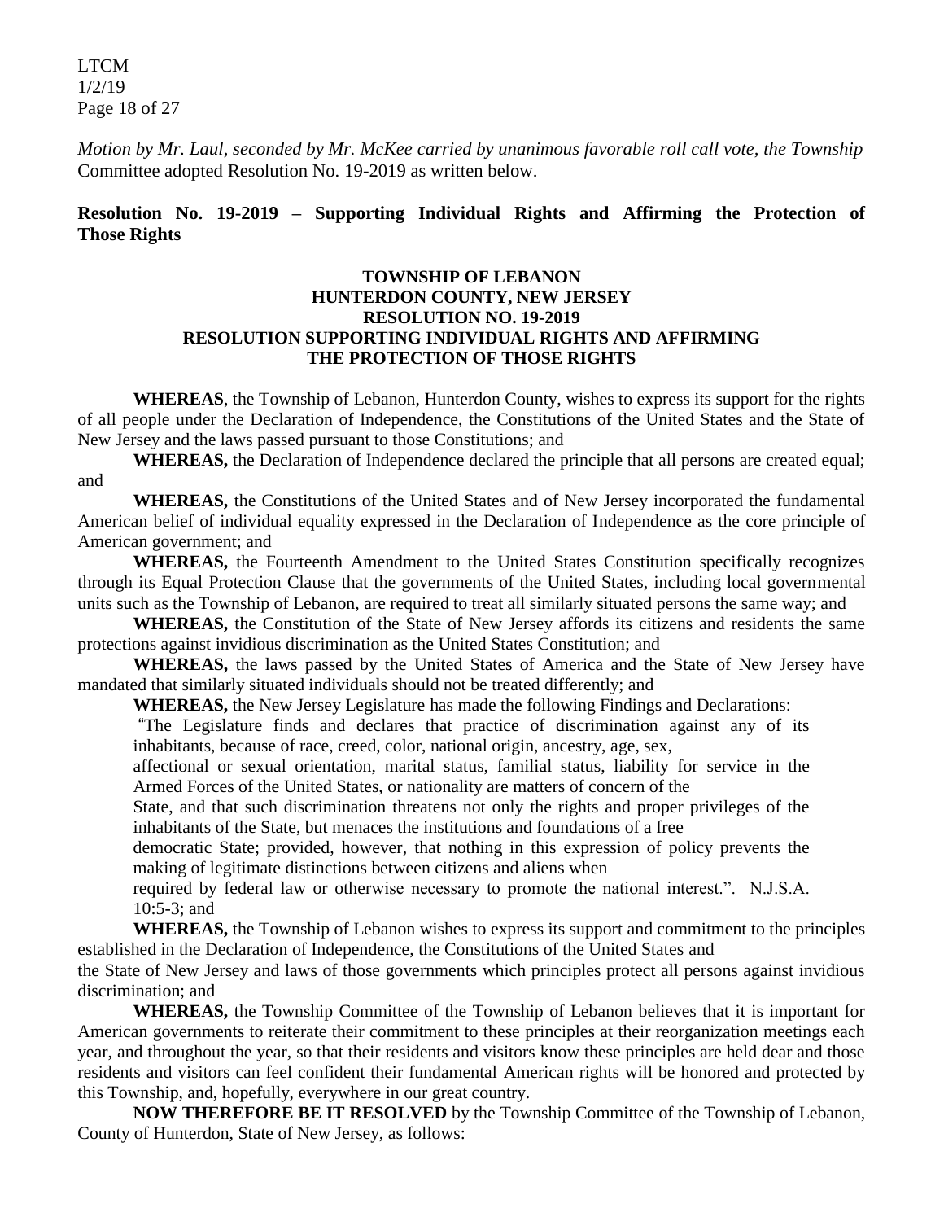*Motion by Mr. Laul, seconded by Mr. McKee carried by unanimous favorable roll call vote, the Township* Committee adopted Resolution No. 19-2019 as written below.

**Resolution No. 19-2019 – Supporting Individual Rights and Affirming the Protection of Those Rights**

**TOWNSHIP OF LEBANON**
**HUNTERDON COUNTY, NEW JERSEY**
**RESOLUTION NO. 19-2019**
**RESOLUTION SUPPORTING INDIVIDUAL RIGHTS AND AFFIRMING THE PROTECTION OF THOSE RIGHTS**

**WHEREAS**, the Township of Lebanon, Hunterdon County, wishes to express its support for the rights of all people under the Declaration of Independence, the Constitutions of the United States and the State of New Jersey and the laws passed pursuant to those Constitutions; and

**WHEREAS,** the Declaration of Independence declared the principle that all persons are created equal; and

**WHEREAS,** the Constitutions of the United States and of New Jersey incorporated the fundamental American belief of individual equality expressed in the Declaration of Independence as the core principle of American government; and

**WHEREAS,** the Fourteenth Amendment to the United States Constitution specifically recognizes through its Equal Protection Clause that the governments of the United States, including local governmental units such as the Township of Lebanon, are required to treat all similarly situated persons the same way; and

**WHEREAS,** the Constitution of the State of New Jersey affords its citizens and residents the same protections against invidious discrimination as the United States Constitution; and

**WHEREAS,** the laws passed by the United States of America and the State of New Jersey have mandated that similarly situated individuals should not be treated differently; and

**WHEREAS,** the New Jersey Legislature has made the following Findings and Declarations:

"The Legislature finds and declares that practice of discrimination against any of its inhabitants, because of race, creed, color, national origin, ancestry, age, sex, affectional or sexual orientation, marital status, familial status, liability for service in the Armed Forces of the United States, or nationality are matters of concern of the State, and that such discrimination threatens not only the rights and proper privileges of the inhabitants of the State, but menaces the institutions and foundations of a free democratic State; provided, however, that nothing in this expression of policy prevents the making of legitimate distinctions between citizens and aliens when required by federal law or otherwise necessary to promote the national interest.". N.J.S.A. 10:5-3; and

**WHEREAS,** the Township of Lebanon wishes to express its support and commitment to the principles established in the Declaration of Independence, the Constitutions of the United States and the State of New Jersey and laws of those governments which principles protect all persons against invidious discrimination; and

**WHEREAS,** the Township Committee of the Township of Lebanon believes that it is important for American governments to reiterate their commitment to these principles at their reorganization meetings each year, and throughout the year, so that their residents and visitors know these principles are held dear and those residents and visitors can feel confident their fundamental American rights will be honored and protected by this Township, and, hopefully, everywhere in our great country.

**NOW THEREFORE BE IT RESOLVED** by the Township Committee of the Township of Lebanon, County of Hunterdon, State of New Jersey, as follows: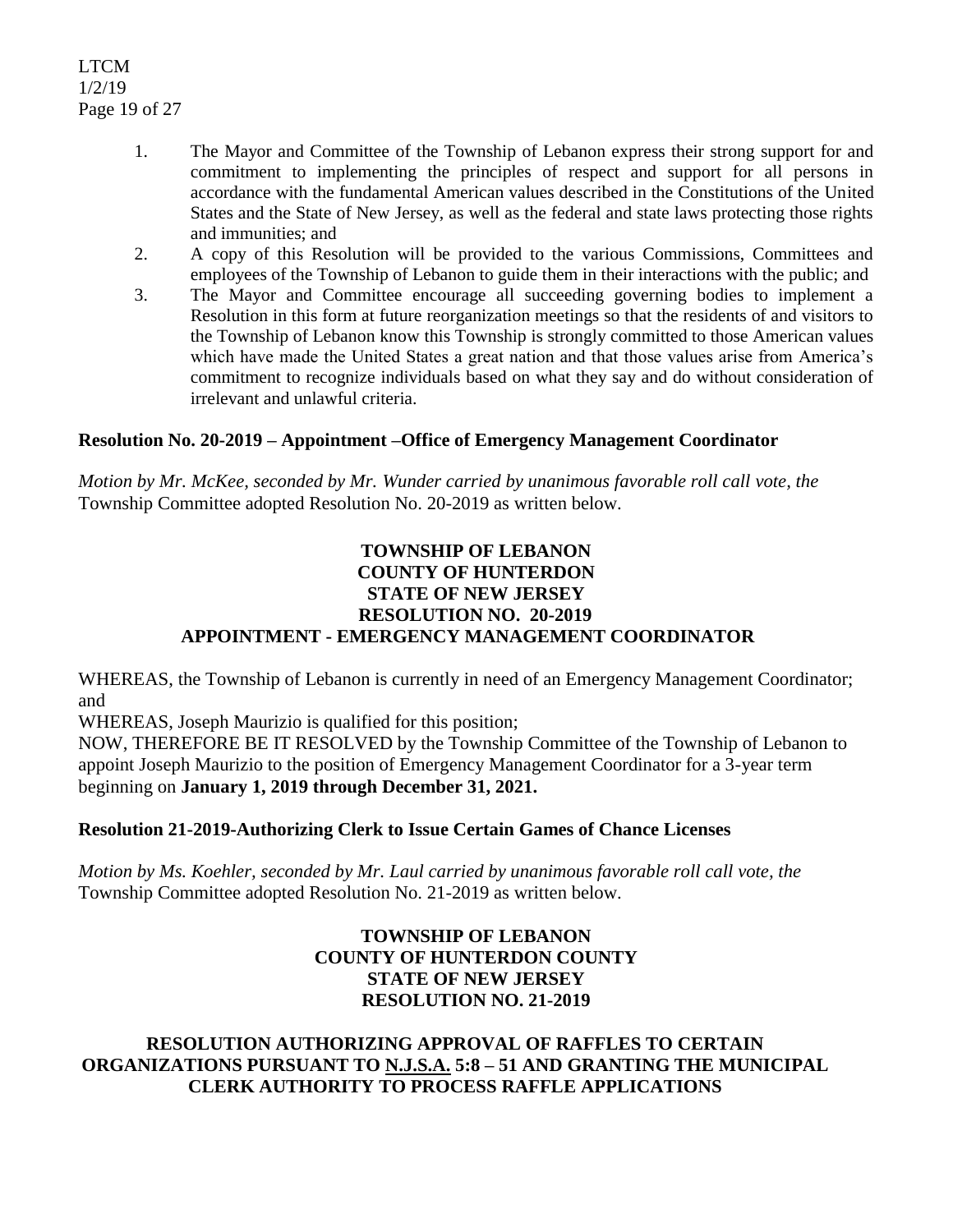1. The Mayor and Committee of the Township of Lebanon express their strong support for and commitment to implementing the principles of respect and support for all persons in accordance with the fundamental American values described in the Constitutions of the United States and the State of New Jersey, as well as the federal and state laws protecting those rights and immunities; and
2. A copy of this Resolution will be provided to the various Commissions, Committees and employees of the Township of Lebanon to guide them in their interactions with the public; and
3. The Mayor and Committee encourage all succeeding governing bodies to implement a Resolution in this form at future reorganization meetings so that the residents of and visitors to the Township of Lebanon know this Township is strongly committed to those American values which have made the United States a great nation and that those values arise from America's commitment to recognize individuals based on what they say and do without consideration of irrelevant and unlawful criteria.

**Resolution No. 20-2019 – Appointment –Office of Emergency Management Coordinator**

*Motion by Mr. McKee, seconded by Mr. Wunder carried by unanimous favorable roll call vote, the* Township Committee adopted Resolution No. 20-2019 as written below.

**TOWNSHIP OF LEBANON**
**COUNTY OF HUNTERDON**
**STATE OF NEW JERSEY**
**RESOLUTION NO. 20-2019**
**APPOINTMENT - EMERGENCY MANAGEMENT COORDINATOR**

WHEREAS, the Township of Lebanon is currently in need of an Emergency Management Coordinator; and

WHEREAS, Joseph Maurizio is qualified for this position;

NOW, THEREFORE BE IT RESOLVED by the Township Committee of the Township of Lebanon to appoint Joseph Maurizio to the position of Emergency Management Coordinator for a 3-year term beginning on **January 1, 2019 through December 31, 2021.**

**Resolution 21-2019-Authorizing Clerk to Issue Certain Games of Chance Licenses**

*Motion by Ms. Koehler, seconded by Mr. Laul carried by unanimous favorable roll call vote, the* Township Committee adopted Resolution No. 21-2019 as written below.

**TOWNSHIP OF LEBANON**
**COUNTY OF HUNTERDON COUNTY**
**STATE OF NEW JERSEY**
**RESOLUTION NO. 21-2019**

**RESOLUTION AUTHORIZING APPROVAL OF RAFFLES TO CERTAIN ORGANIZATIONS PURSUANT TO N.J.S.A. 5:8 – 51 AND GRANTING THE MUNICIPAL CLERK AUTHORITY TO PROCESS RAFFLE APPLICATIONS**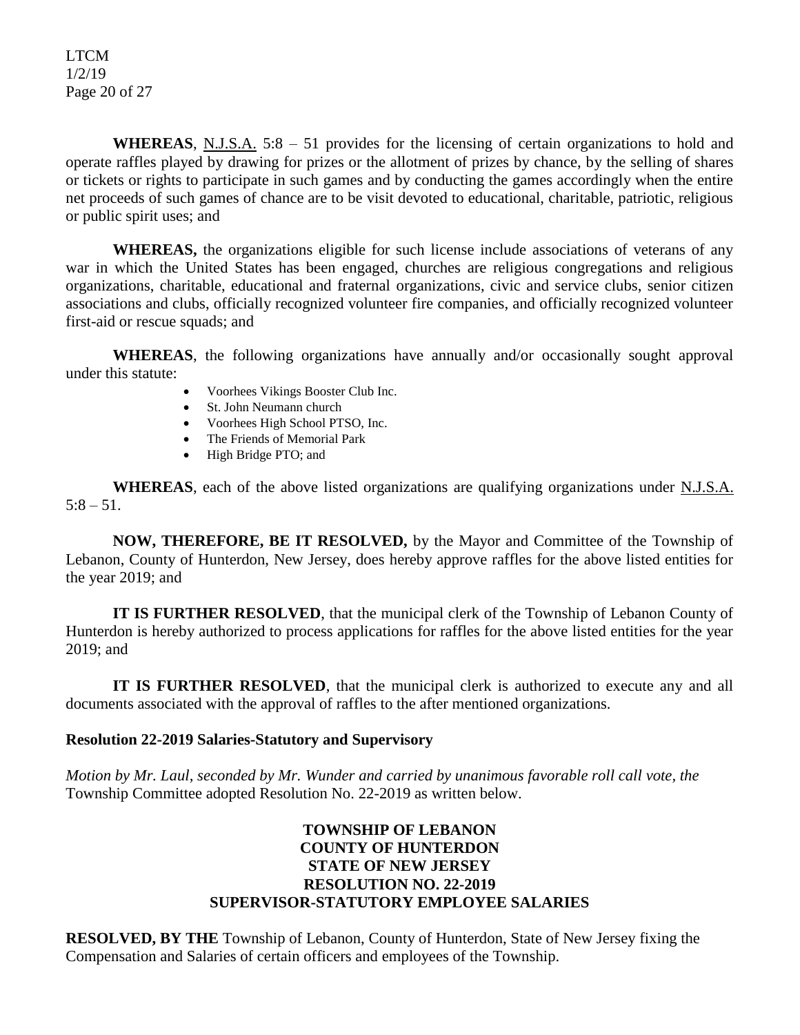**WHEREAS**, N.J.S.A. 5:8 – 51 provides for the licensing of certain organizations to hold and operate raffles played by drawing for prizes or the allotment of prizes by chance, by the selling of shares or tickets or rights to participate in such games and by conducting the games accordingly when the entire net proceeds of such games of chance are to be visit devoted to educational, charitable, patriotic, religious or public spirit uses; and

**WHEREAS,** the organizations eligible for such license include associations of veterans of any war in which the United States has been engaged, churches are religious congregations and religious organizations, charitable, educational and fraternal organizations, civic and service clubs, senior citizen associations and clubs, officially recognized volunteer fire companies, and officially recognized volunteer first-aid or rescue squads; and

**WHEREAS**, the following organizations have annually and/or occasionally sought approval under this statute:

- Voorhees Vikings Booster Club Inc.
- St. John Neumann church
- Voorhees High School PTSO, Inc.
- The Friends of Memorial Park
- High Bridge PTO; and

**WHEREAS**, each of the above listed organizations are qualifying organizations under N.J.S.A. 5:8 – 51.

**NOW, THEREFORE, BE IT RESOLVED,** by the Mayor and Committee of the Township of Lebanon, County of Hunterdon, New Jersey, does hereby approve raffles for the above listed entities for the year 2019; and

**IT IS FURTHER RESOLVED**, that the municipal clerk of the Township of Lebanon County of Hunterdon is hereby authorized to process applications for raffles for the above listed entities for the year 2019; and

**IT IS FURTHER RESOLVED**, that the municipal clerk is authorized to execute any and all documents associated with the approval of raffles to the after mentioned organizations.

### Resolution 22-2019 Salaries-Statutory and Supervisory

*Motion by Mr. Laul, seconded by Mr. Wunder and carried by unanimous favorable roll call vote, the* Township Committee adopted Resolution No. 22-2019 as written below.

**TOWNSHIP OF LEBANON**
**COUNTY OF HUNTERDON**
**STATE OF NEW JERSEY**
**RESOLUTION NO. 22-2019**
**SUPERVISOR-STATUTORY EMPLOYEE SALARIES**

**RESOLVED, BY THE** Township of Lebanon, County of Hunterdon, State of New Jersey fixing the Compensation and Salaries of certain officers and employees of the Township.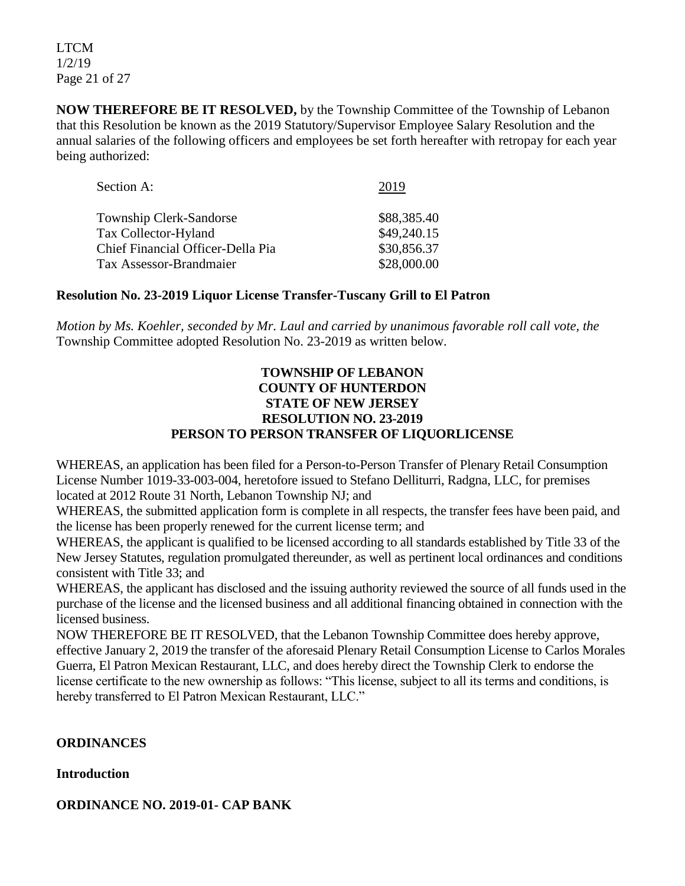**NOW THEREFORE BE IT RESOLVED,** by the Township Committee of the Township of Lebanon that this Resolution be known as the 2019 Statutory/Supervisor Employee Salary Resolution and the annual salaries of the following officers and employees be set forth hereafter with retropay for each year being authorized:

| Section A: | 2019 |
|---|---|
| Township Clerk-Sandorse | \$88,385.40 |
| Tax Collector-Hyland | \$49,240.15 |
| Chief Financial Officer-Della Pia | \$30,856.37 |
| Tax Assessor-Brandmaier | \$28,000.00 |

**Resolution No. 23-2019 Liquor License Transfer-Tuscany Grill to El Patron**

*Motion by Ms. Koehler, seconded by Mr. Laul and carried by unanimous favorable roll call vote, the* Township Committee adopted Resolution No. 23-2019 as written below.

**TOWNSHIP OF LEBANON**
**COUNTY OF HUNTERDON**
**STATE OF NEW JERSEY**
**RESOLUTION NO. 23-2019**
**PERSON TO PERSON TRANSFER OF LIQUORLICENSE**

WHEREAS, an application has been filed for a Person-to-Person Transfer of Plenary Retail Consumption License Number 1019-33-003-004, heretofore issued to Stefano Delliturri, Radgna, LLC, for premises located at 2012 Route 31 North, Lebanon Township NJ; and

WHEREAS, the submitted application form is complete in all respects, the transfer fees have been paid, and the license has been properly renewed for the current license term; and

WHEREAS, the applicant is qualified to be licensed according to all standards established by Title 33 of the New Jersey Statutes, regulation promulgated thereunder, as well as pertinent local ordinances and conditions consistent with Title 33; and

WHEREAS, the applicant has disclosed and the issuing authority reviewed the source of all funds used in the purchase of the license and the licensed business and all additional financing obtained in connection with the licensed business.

NOW THEREFORE BE IT RESOLVED, that the Lebanon Township Committee does hereby approve, effective January 2, 2019 the transfer of the aforesaid Plenary Retail Consumption License to Carlos Morales Guerra, El Patron Mexican Restaurant, LLC, and does hereby direct the Township Clerk to endorse the license certificate to the new ownership as follows: "This license, subject to all its terms and conditions, is hereby transferred to El Patron Mexican Restaurant, LLC."

**ORDINANCES**

**Introduction**

**ORDINANCE NO. 2019-01- CAP BANK**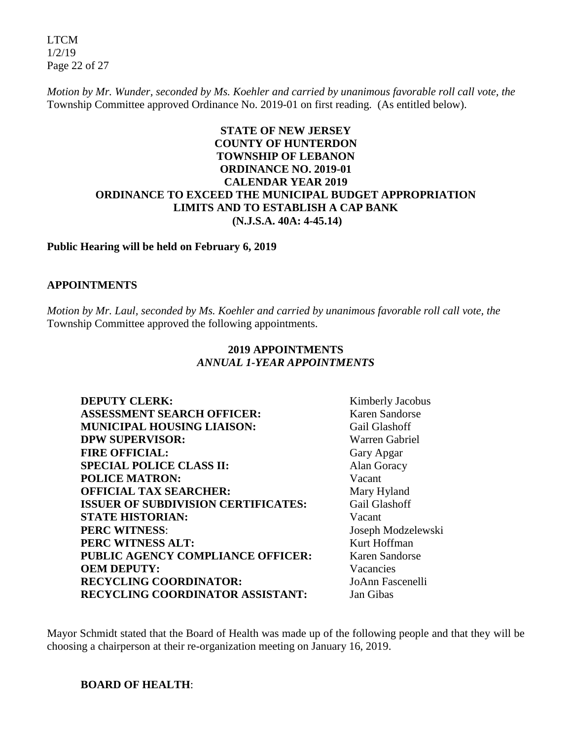*Motion by Mr. Wunder, seconded by Ms. Koehler and carried by unanimous favorable roll call vote, the* Township Committee approved Ordinance No. 2019-01 on first reading. (As entitled below).

**STATE OF NEW JERSEY**
**COUNTY OF HUNTERDON**
**TOWNSHIP OF LEBANON**
**ORDINANCE NO. 2019-01**
**CALENDAR YEAR 2019**
**ORDINANCE TO EXCEED THE MUNICIPAL BUDGET APPROPRIATION LIMITS AND TO ESTABLISH A CAP BANK**
**(N.J.S.A. 40A: 4-45.14)**

**Public Hearing will be held on February 6, 2019**

## APPOINTMENTS

*Motion by Mr. Laul, seconded by Ms. Koehler and carried by unanimous favorable roll call vote, the* Township Committee approved the following appointments.

**2019 APPOINTMENTS**
***ANNUAL 1-YEAR APPOINTMENTS***

| | |
|---|---|
| **DEPUTY CLERK:** | Kimberly Jacobus |
| **ASSESSMENT SEARCH OFFICER:** | Karen Sandorse |
| **MUNICIPAL HOUSING LIAISON:** | Gail Glashoff |
| **DPW SUPERVISOR:** | Warren Gabriel |
| **FIRE OFFICIAL:** | Gary Apgar |
| **SPECIAL POLICE CLASS II:** | Alan Goracy |
| **POLICE MATRON:** | Vacant |
| **OFFICIAL TAX SEARCHER:** | Mary Hyland |
| **ISSUER OF SUBDIVISION CERTIFICATES:** | Gail Glashoff |
| **STATE HISTORIAN:** | Vacant |
| **PERC WITNESS**: | Joseph Modzelewski |
| **PERC WITNESS ALT:** | Kurt Hoffman |
| **PUBLIC AGENCY COMPLIANCE OFFICER:** | Karen Sandorse |
| **OEM DEPUTY:** | Vacancies |
| **RECYCLING COORDINATOR:** | JoAnn Fascenelli |
| **RECYCLING COORDINATOR ASSISTANT:** | Jan Gibas |

Mayor Schmidt stated that the Board of Health was made up of the following people and that they will be choosing a chairperson at their re-organization meeting on January 16, 2019.

**BOARD OF HEALTH**: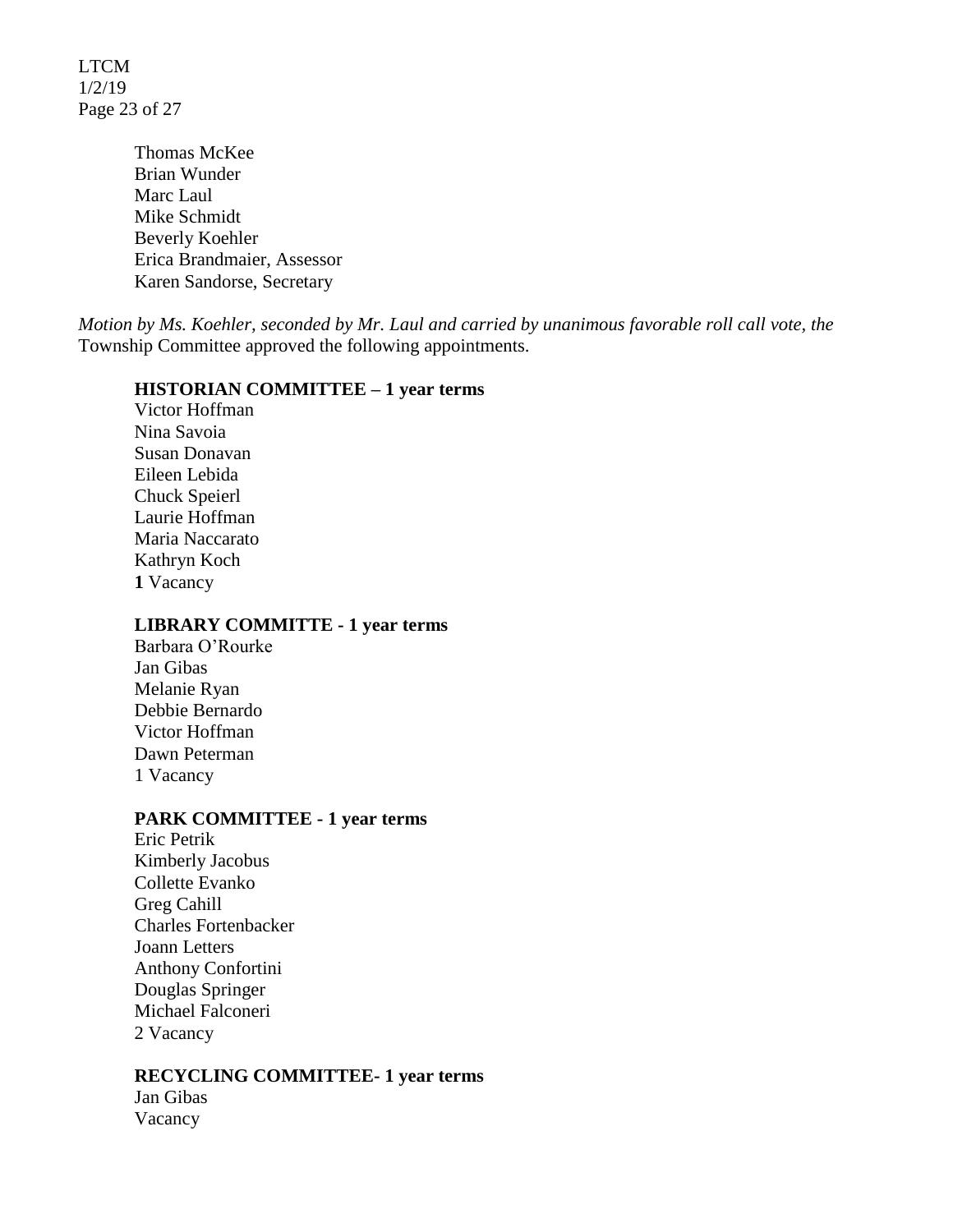Thomas McKee
Brian Wunder
Marc Laul
Mike Schmidt
Beverly Koehler
Erica Brandmaier, Assessor
Karen Sandorse, Secretary

*Motion by Ms. Koehler, seconded by Mr. Laul and carried by unanimous favorable roll call vote, the* Township Committee approved the following appointments.

**HISTORIAN COMMITTEE – 1 year terms**
Victor Hoffman
Nina Savoia
Susan Donavan
Eileen Lebida
Chuck Speierl
Laurie Hoffman
Maria Naccarato
Kathryn Koch
**1** Vacancy

**LIBRARY COMMITTE - 1 year terms**
Barbara O'Rourke
Jan Gibas
Melanie Ryan
Debbie Bernardo
Victor Hoffman
Dawn Peterman
1 Vacancy

**PARK COMMITTEE - 1 year terms**
Eric Petrik
Kimberly Jacobus
Collette Evanko
Greg Cahill
Charles Fortenbacker
Joann Letters
Anthony Confortini
Douglas Springer
Michael Falconeri
2 Vacancy

**RECYCLING COMMITTEE- 1 year terms**
Jan Gibas
Vacancy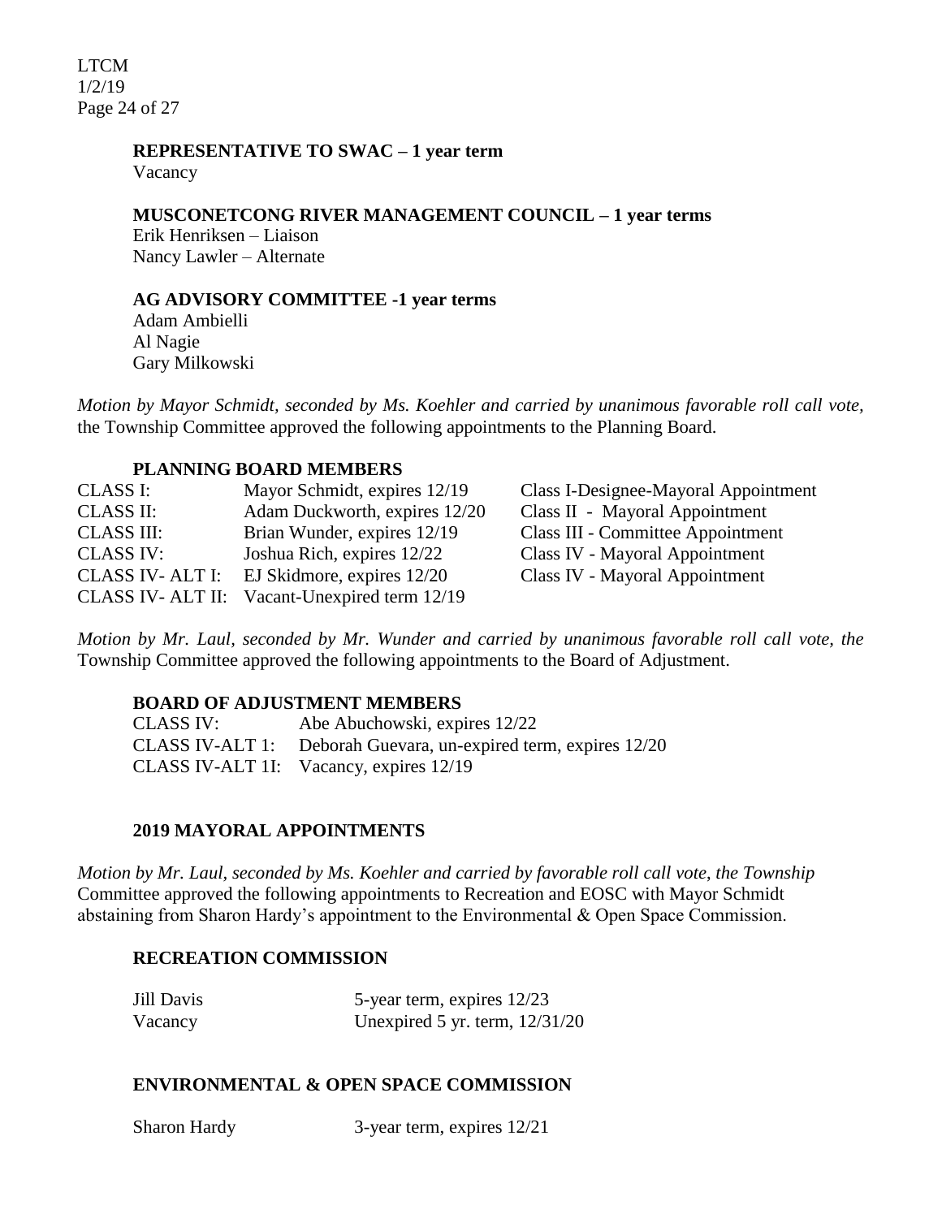**REPRESENTATIVE TO SWAC – 1 year term**

Vacancy

**MUSCONETCONG RIVER MANAGEMENT COUNCIL – 1 year terms**

Erik Henriksen – Liaison
Nancy Lawler – Alternate

**AG ADVISORY COMMITTEE -1 year terms**

Adam Ambielli
Al Nagie
Gary Milkowski

*Motion by Mayor Schmidt, seconded by Ms. Koehler and carried by unanimous favorable roll call vote,* the Township Committee approved the following appointments to the Planning Board.

**PLANNING BOARD MEMBERS**

| | | |
|---|---|---|
| CLASS I: | Mayor Schmidt, expires 12/19 | Class I-Designee-Mayoral Appointment |
| CLASS II: | Adam Duckworth, expires 12/20 | Class II - Mayoral Appointment |
| CLASS III: | Brian Wunder, expires 12/19 | Class III - Committee Appointment |
| CLASS IV: | Joshua Rich, expires 12/22 | Class IV - Mayoral Appointment |
| CLASS IV- ALT I: | EJ Skidmore, expires 12/20 | Class IV - Mayoral Appointment |
| CLASS IV- ALT II: | Vacant-Unexpired term 12/19 | |

*Motion by Mr. Laul, seconded by Mr. Wunder and carried by unanimous favorable roll call vote, the* Township Committee approved the following appointments to the Board of Adjustment.

**BOARD OF ADJUSTMENT MEMBERS**

| | |
|---|---|
| CLASS IV: | Abe Abuchowski, expires 12/22 |
| CLASS IV-ALT 1: | Deborah Guevara, un-expired term, expires 12/20 |
| CLASS IV-ALT 1I: | Vacancy, expires 12/19 |

**2019 MAYORAL APPOINTMENTS**

*Motion by Mr. Laul, seconded by Ms. Koehler and carried by favorable roll call vote, the Township* Committee approved the following appointments to Recreation and EOSC with Mayor Schmidt abstaining from Sharon Hardy's appointment to the Environmental & Open Space Commission.

**RECREATION COMMISSION**

| | |
|---|---|
| Jill Davis | 5-year term, expires 12/23 |
| Vacancy | Unexpired 5 yr. term, 12/31/20 |

**ENVIRONMENTAL & OPEN SPACE COMMISSION**

| | |
|---|---|
| Sharon Hardy | 3-year term, expires 12/21 |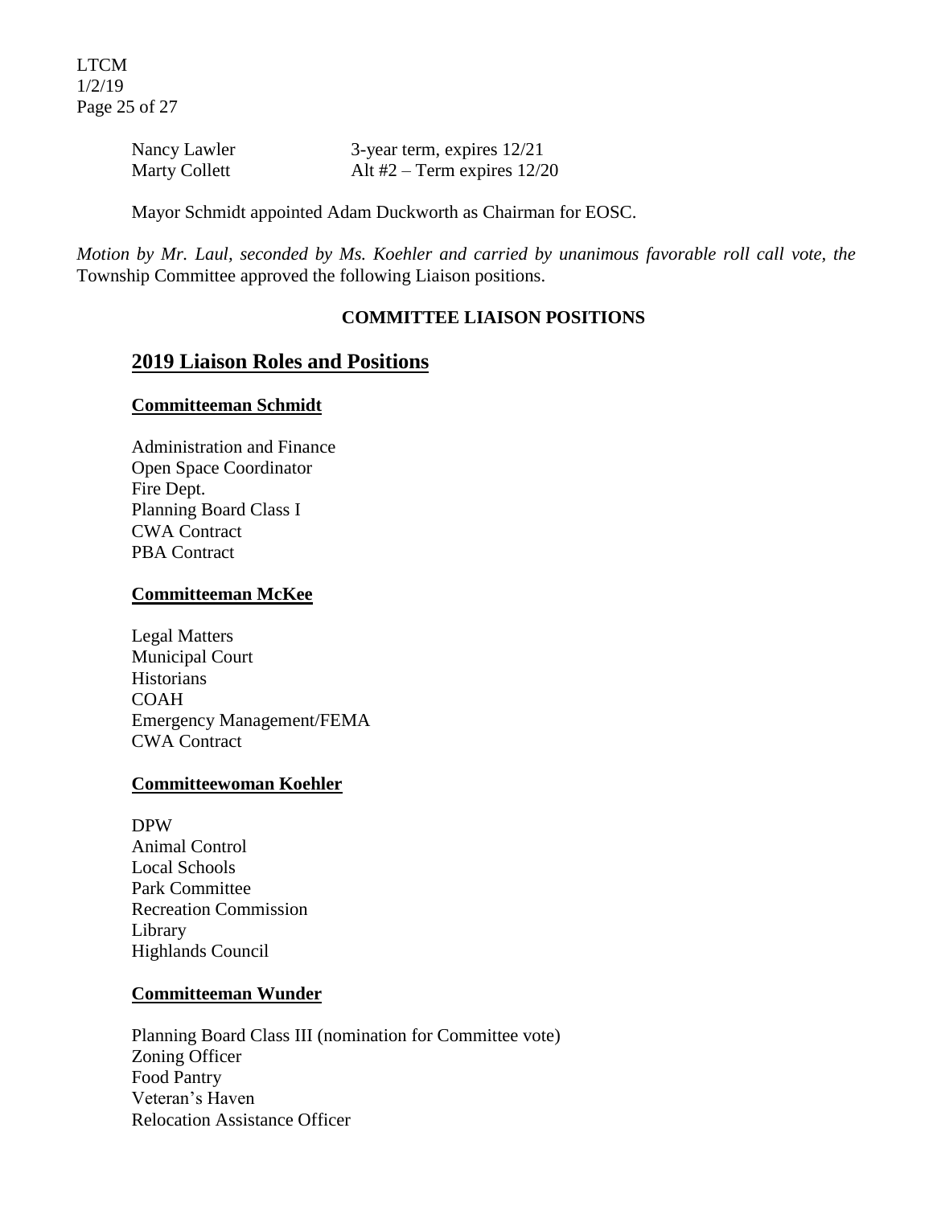| | |
|---|---|
| Nancy Lawler | 3-year term, expires 12/21 |
| Marty Collett | Alt #2 – Term expires 12/20 |

Mayor Schmidt appointed Adam Duckworth as Chairman for EOSC.

*Motion by Mr. Laul, seconded by Ms. Koehler and carried by unanimous favorable roll call vote, the* Township Committee approved the following Liaison positions.

**COMMITTEE LIAISON POSITIONS**

## 2019 Liaison Roles and Positions

**Committeeman Schmidt**

Administration and Finance
Open Space Coordinator
Fire Dept.
Planning Board Class I
CWA Contract
PBA Contract

**Committeeman McKee**

Legal Matters
Municipal Court
Historians
COAH
Emergency Management/FEMA
CWA Contract

**Committeewoman Koehler**

DPW
Animal Control
Local Schools
Park Committee
Recreation Commission
Library
Highlands Council

**Committeeman Wunder**

Planning Board Class III (nomination for Committee vote)
Zoning Officer
Food Pantry
Veteran's Haven
Relocation Assistance Officer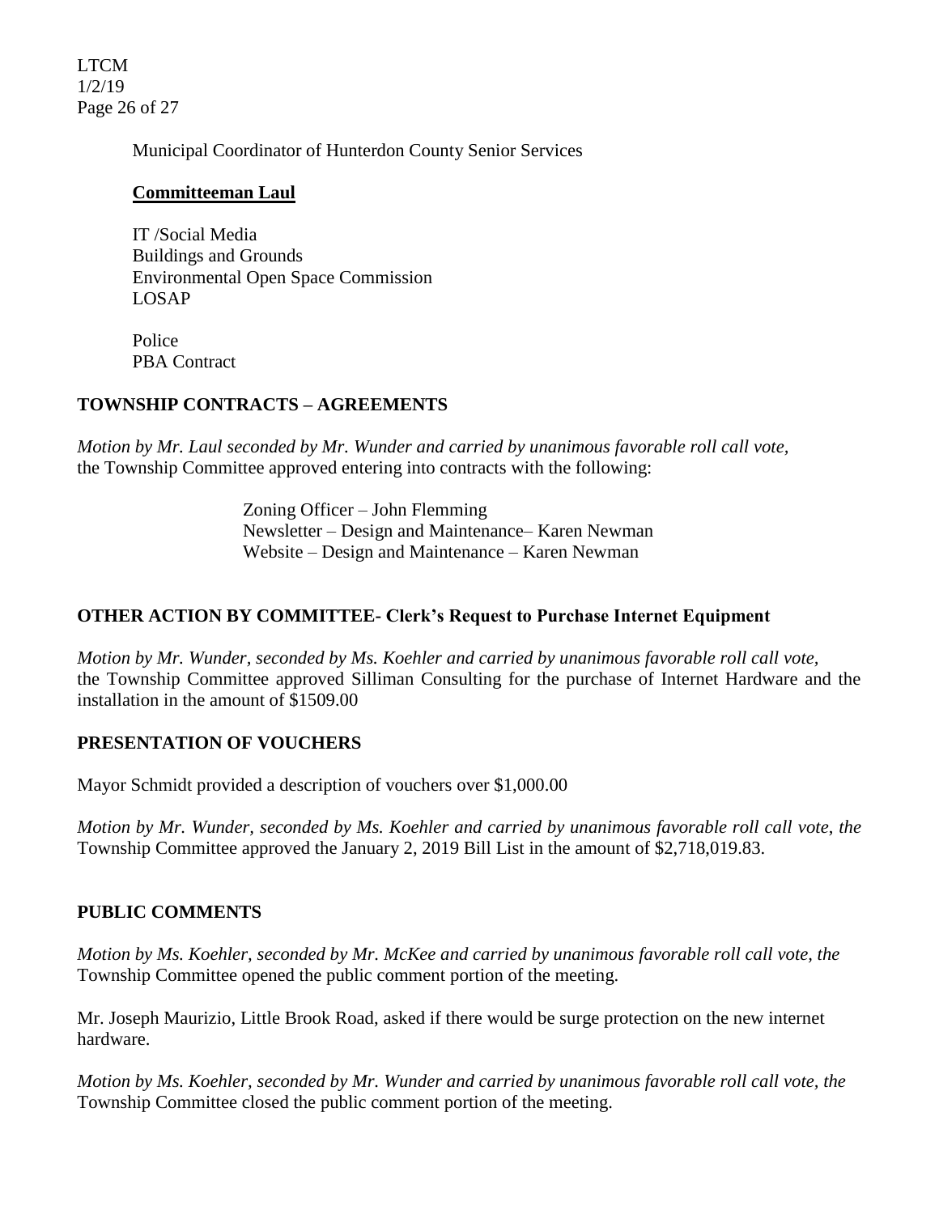Municipal Coordinator of Hunterdon County Senior Services

**Committeeman Laul**

IT /Social Media
Buildings and Grounds
Environmental Open Space Commission
LOSAP

Police
PBA Contract

## TOWNSHIP CONTRACTS – AGREEMENTS

*Motion by Mr. Laul seconded by Mr. Wunder and carried by unanimous favorable roll call vote,* the Township Committee approved entering into contracts with the following:

Zoning Officer – John Flemming
Newsletter – Design and Maintenance– Karen Newman
Website – Design and Maintenance – Karen Newman

## OTHER ACTION BY COMMITTEE- Clerk's Request to Purchase Internet Equipment

*Motion by Mr. Wunder, seconded by Ms. Koehler and carried by unanimous favorable roll call vote,* the Township Committee approved Silliman Consulting for the purchase of Internet Hardware and the installation in the amount of $1509.00

## PRESENTATION OF VOUCHERS

Mayor Schmidt provided a description of vouchers over $1,000.00

*Motion by Mr. Wunder, seconded by Ms. Koehler and carried by unanimous favorable roll call vote, the* Township Committee approved the January 2, 2019 Bill List in the amount of $2,718,019.83.

## PUBLIC COMMENTS

*Motion by Ms. Koehler, seconded by Mr. McKee and carried by unanimous favorable roll call vote, the* Township Committee opened the public comment portion of the meeting.

Mr. Joseph Maurizio, Little Brook Road, asked if there would be surge protection on the new internet hardware.

*Motion by Ms. Koehler, seconded by Mr. Wunder and carried by unanimous favorable roll call vote, the* Township Committee closed the public comment portion of the meeting.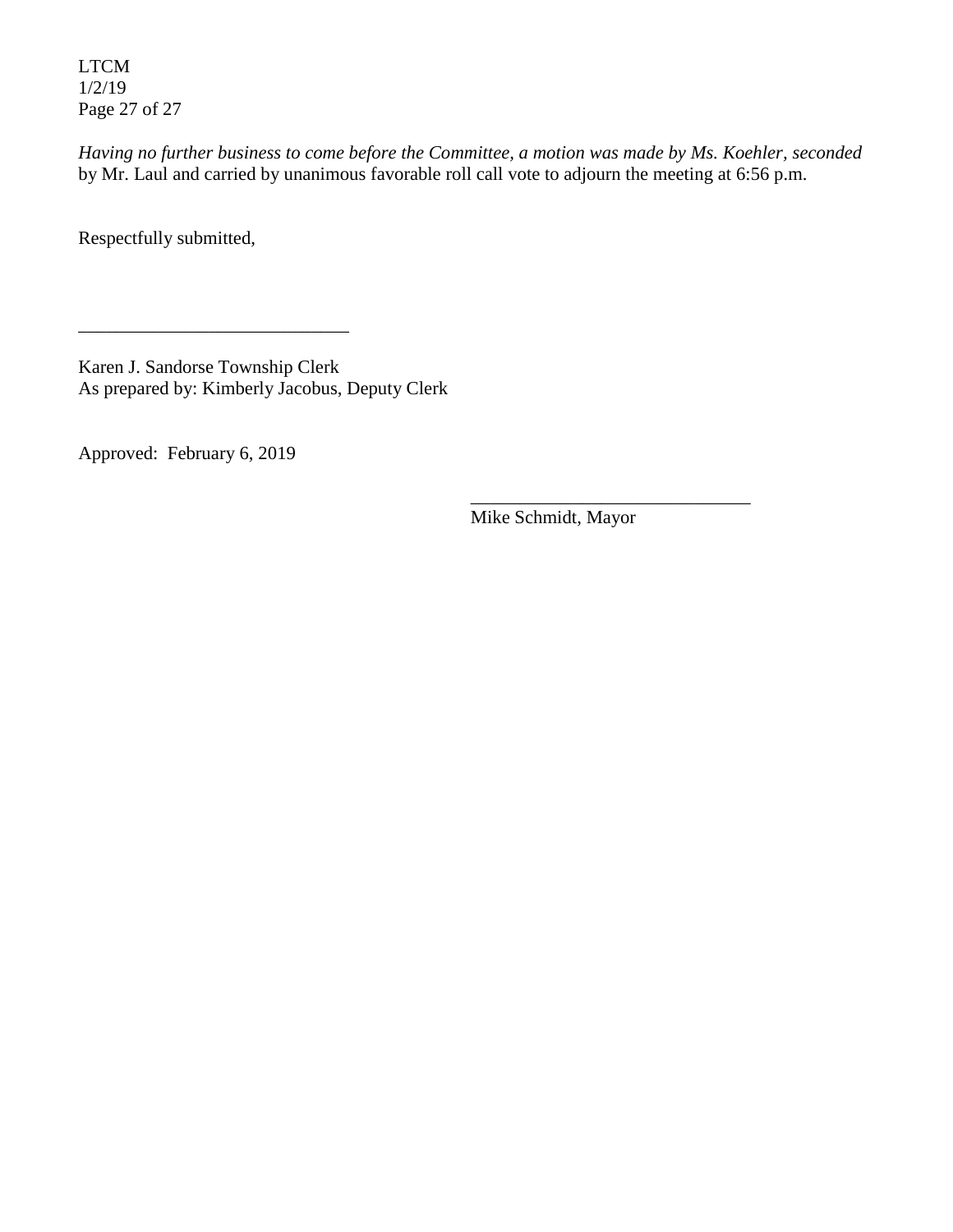*Having no further business to come before the Committee, a motion was made by Ms. Koehler, seconded* by Mr. Laul and carried by unanimous favorable roll call vote to adjourn the meeting at 6:56 p.m.

Respectfully submitted,

______________________________

Karen J. Sandorse Township Clerk
As prepared by: Kimberly Jacobus, Deputy Clerk

Approved: February 6, 2019

______________________________
Mike Schmidt, Mayor